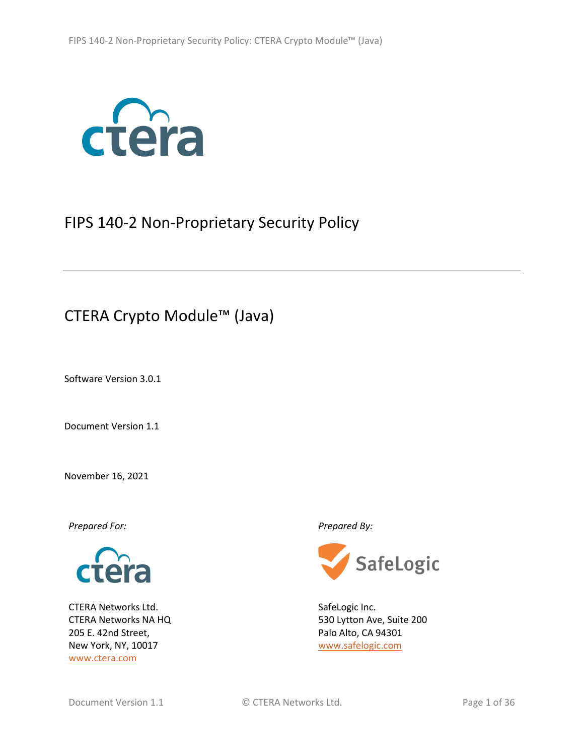# FIPS 140-2 Non-Proprietary Security Policy

## CTERA Crypto Module™ (Java)

Software Version 3.0.1

Document Version 1.1

November 16, 2021

*Prepared For:*

CTERA Networks Ltd.
CTERA Networks NA HQ
205 E. 42nd Street,
New York, NY, 10017
www.ctera.com

*Prepared By:*

SafeLogic Inc.
530 Lytton Ave, Suite 200
Palo Alto, CA 94301
www.safelogic.com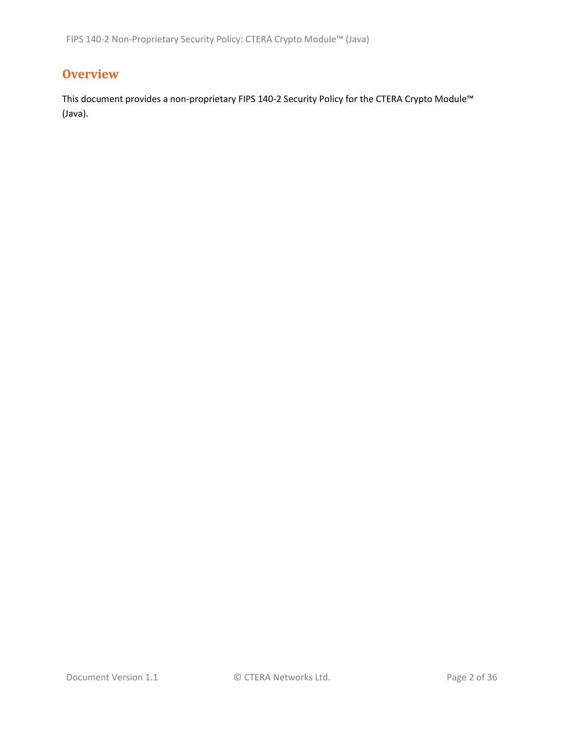# Overview

This document provides a non-proprietary FIPS 140-2 Security Policy for the CTERA Crypto Module™ (Java).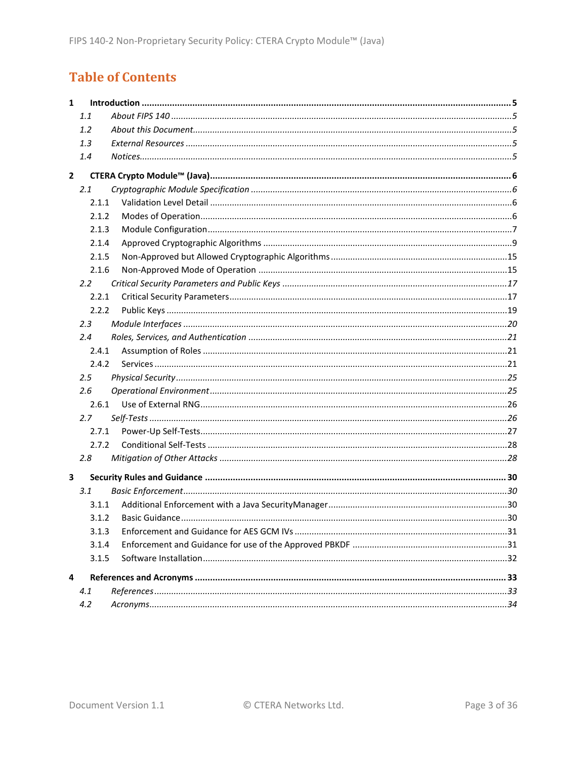# Table of Contents

**1 Introduction** ........ **5**

*1.1 About FIPS 140* ........ *5*

*1.2 About this Document* ........ *5*

*1.3 External Resources* ........ *5*

*1.4 Notices* ........ *5*

**2 CTERA Crypto Module™ (Java)** ........ **6**

*2.1 Cryptographic Module Specification* ........ *6*

2.1.1 Validation Level Detail ........ 6

2.1.2 Modes of Operation ........ 6

2.1.3 Module Configuration ........ 7

2.1.4 Approved Cryptographic Algorithms ........ 9

2.1.5 Non-Approved but Allowed Cryptographic Algorithms ........ 15

2.1.6 Non-Approved Mode of Operation ........ 15

*2.2 Critical Security Parameters and Public Keys* ........ *17*

2.2.1 Critical Security Parameters ........ 17

2.2.2 Public Keys ........ 19

*2.3 Module Interfaces* ........ *20*

*2.4 Roles, Services, and Authentication* ........ *21*

2.4.1 Assumption of Roles ........ 21

2.4.2 Services ........ 21

*2.5 Physical Security* ........ *25*

*2.6 Operational Environment* ........ *25*

2.6.1 Use of External RNG ........ 26

*2.7 Self-Tests* ........ *26*

2.7.1 Power-Up Self-Tests ........ 27

2.7.2 Conditional Self-Tests ........ 28

*2.8 Mitigation of Other Attacks* ........ *28*

**3 Security Rules and Guidance** ........ **30**

*3.1 Basic Enforcement* ........ *30*

3.1.1 Additional Enforcement with a Java SecurityManager ........ 30

3.1.2 Basic Guidance ........ 30

3.1.3 Enforcement and Guidance for AES GCM IVs ........ 31

3.1.4 Enforcement and Guidance for use of the Approved PBKDF ........ 31

3.1.5 Software Installation ........ 32

**4 References and Acronyms** ........ **33**

*4.1 References* ........ *33*

*4.2 Acronyms* ........ *34*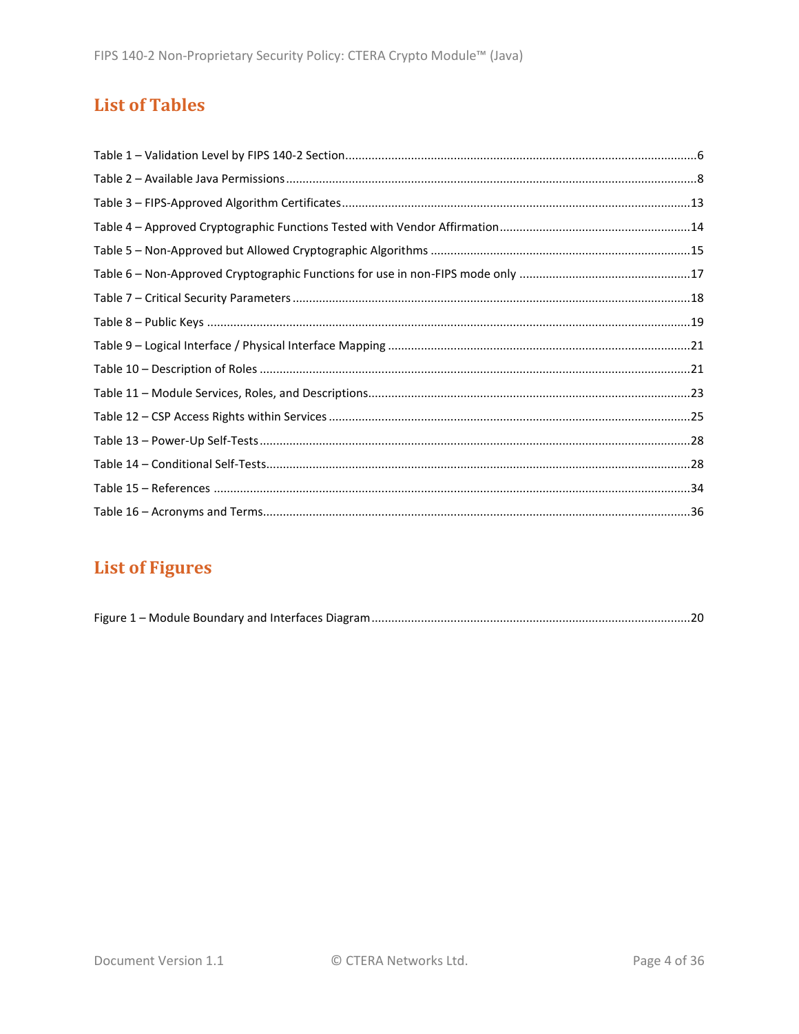## List of Tables

Table 1 – Validation Level by FIPS 140-2 Section ........................................................................................6
Table 2 – Available Java Permissions ..........................................................................................................8
Table 3 – FIPS-Approved Algorithm Certificates .........................................................................................13
Table 4 – Approved Cryptographic Functions Tested with Vendor Affirmation ..........................................14
Table 5 – Non-Approved but Allowed Cryptographic Algorithms ..............................................................15
Table 6 – Non-Approved Cryptographic Functions for use in non-FIPS mode only ....................................17
Table 7 – Critical Security Parameters ........................................................................................................18
Table 8 – Public Keys ...................................................................................................................................19
Table 9 – Logical Interface / Physical Interface Mapping ...........................................................................21
Table 10 – Description of Roles ..................................................................................................................21
Table 11 – Module Services, Roles, and Descriptions.................................................................................23
Table 12 – CSP Access Rights within Services ............................................................................................25
Table 13 – Power-Up Self-Tests ..................................................................................................................28
Table 14 – Conditional Self-Tests................................................................................................................28
Table 15 – References ................................................................................................................................34
Table 16 – Acronyms and Terms.................................................................................................................36

## List of Figures

Figure 1 – Module Boundary and Interfaces Diagram ................................................................................20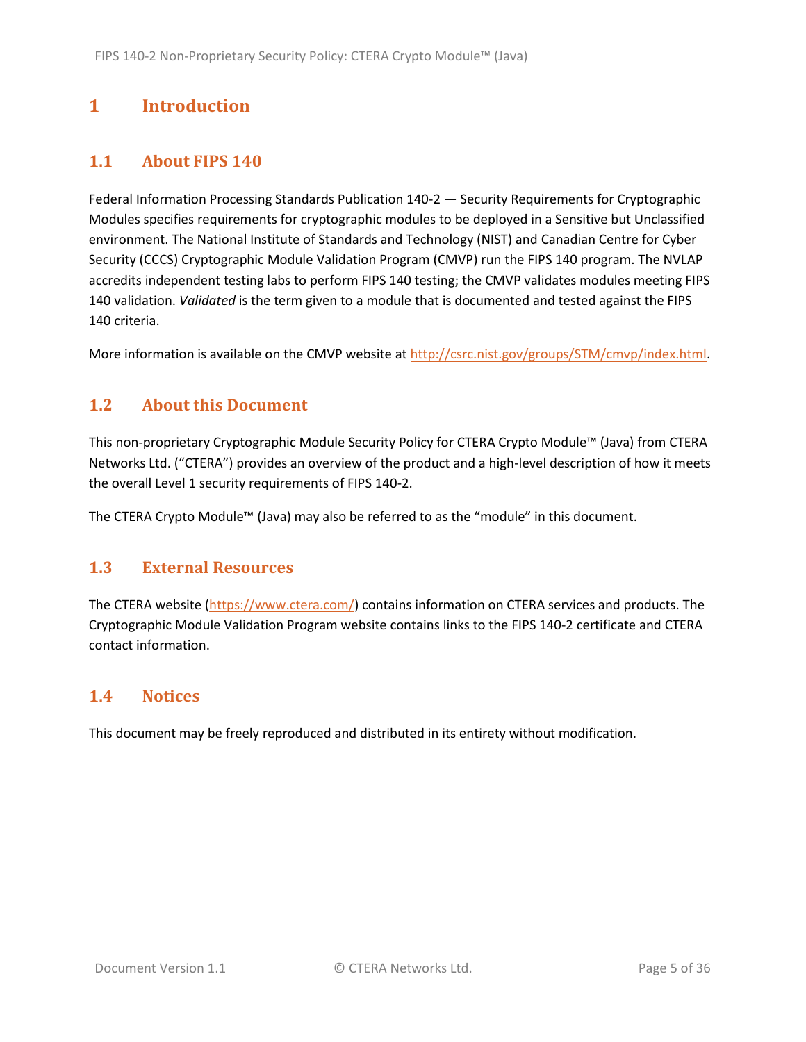# 1 Introduction

## 1.1 About FIPS 140

Federal Information Processing Standards Publication 140-2 — Security Requirements for Cryptographic Modules specifies requirements for cryptographic modules to be deployed in a Sensitive but Unclassified environment. The National Institute of Standards and Technology (NIST) and Canadian Centre for Cyber Security (CCCS) Cryptographic Module Validation Program (CMVP) run the FIPS 140 program. The NVLAP accredits independent testing labs to perform FIPS 140 testing; the CMVP validates modules meeting FIPS 140 validation. *Validated* is the term given to a module that is documented and tested against the FIPS 140 criteria.

More information is available on the CMVP website at http://csrc.nist.gov/groups/STM/cmvp/index.html.

## 1.2 About this Document

This non-proprietary Cryptographic Module Security Policy for CTERA Crypto Module™ (Java) from CTERA Networks Ltd. ("CTERA") provides an overview of the product and a high-level description of how it meets the overall Level 1 security requirements of FIPS 140-2.

The CTERA Crypto Module™ (Java) may also be referred to as the "module" in this document.

## 1.3 External Resources

The CTERA website (https://www.ctera.com/) contains information on CTERA services and products. The Cryptographic Module Validation Program website contains links to the FIPS 140-2 certificate and CTERA contact information.

## 1.4 Notices

This document may be freely reproduced and distributed in its entirety without modification.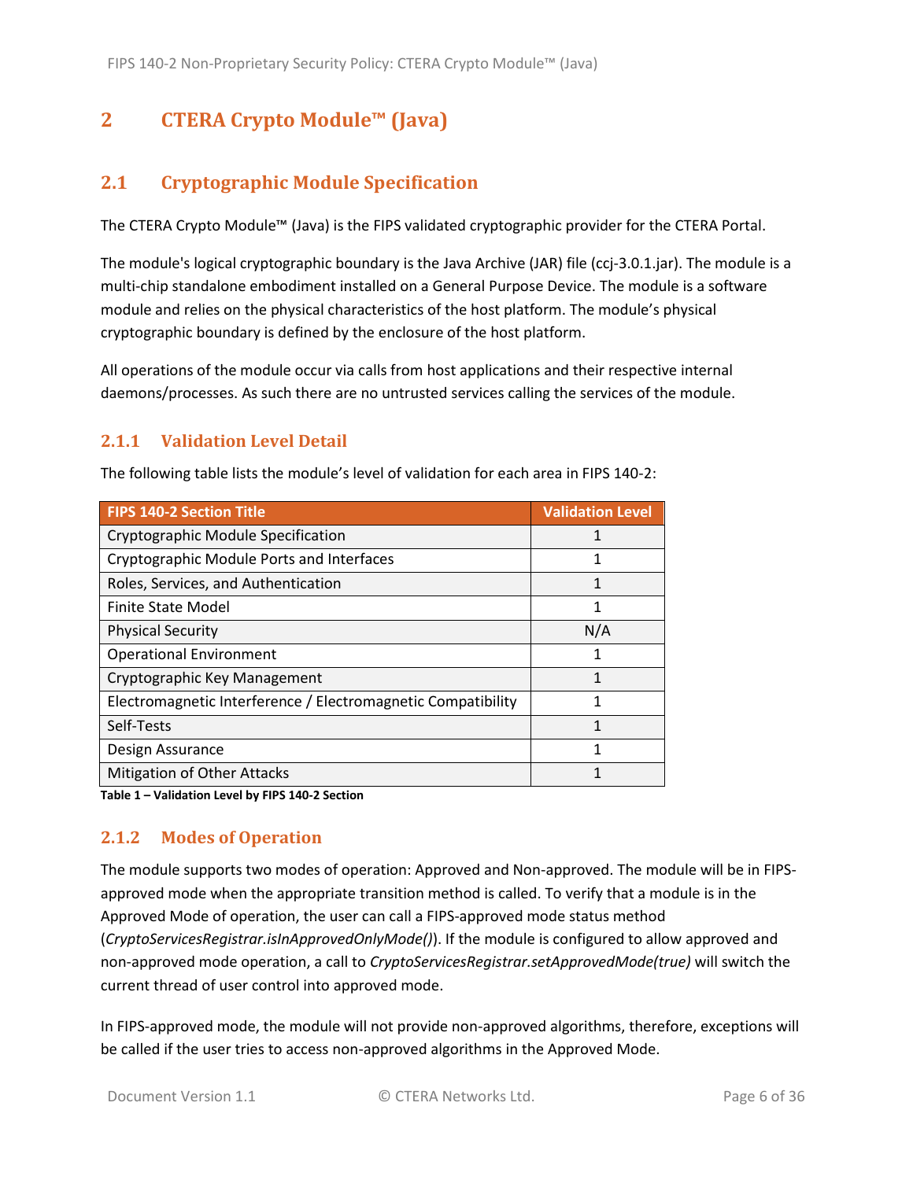# 2 CTERA Crypto Module™ (Java)

## 2.1 Cryptographic Module Specification

The CTERA Crypto Module™ (Java) is the FIPS validated cryptographic provider for the CTERA Portal.

The module's logical cryptographic boundary is the Java Archive (JAR) file (ccj-3.0.1.jar). The module is a multi-chip standalone embodiment installed on a General Purpose Device. The module is a software module and relies on the physical characteristics of the host platform. The module's physical cryptographic boundary is defined by the enclosure of the host platform.

All operations of the module occur via calls from host applications and their respective internal daemons/processes. As such there are no untrusted services calling the services of the module.

### 2.1.1 Validation Level Detail

The following table lists the module's level of validation for each area in FIPS 140-2:

| FIPS 140-2 Section Title | Validation Level |
|---|---|
| Cryptographic Module Specification | 1 |
| Cryptographic Module Ports and Interfaces | 1 |
| Roles, Services, and Authentication | 1 |
| Finite State Model | 1 |
| Physical Security | N/A |
| Operational Environment | 1 |
| Cryptographic Key Management | 1 |
| Electromagnetic Interference / Electromagnetic Compatibility | 1 |
| Self-Tests | 1 |
| Design Assurance | 1 |
| Mitigation of Other Attacks | 1 |

**Table 1 – Validation Level by FIPS 140-2 Section**

### 2.1.2 Modes of Operation

The module supports two modes of operation: Approved and Non-approved. The module will be in FIPS-approved mode when the appropriate transition method is called. To verify that a module is in the Approved Mode of operation, the user can call a FIPS-approved mode status method (*CryptoServicesRegistrar.isInApprovedOnlyMode()*). If the module is configured to allow approved and non-approved mode operation, a call to *CryptoServicesRegistrar.setApprovedMode(true)* will switch the current thread of user control into approved mode.

In FIPS-approved mode, the module will not provide non-approved algorithms, therefore, exceptions will be called if the user tries to access non-approved algorithms in the Approved Mode.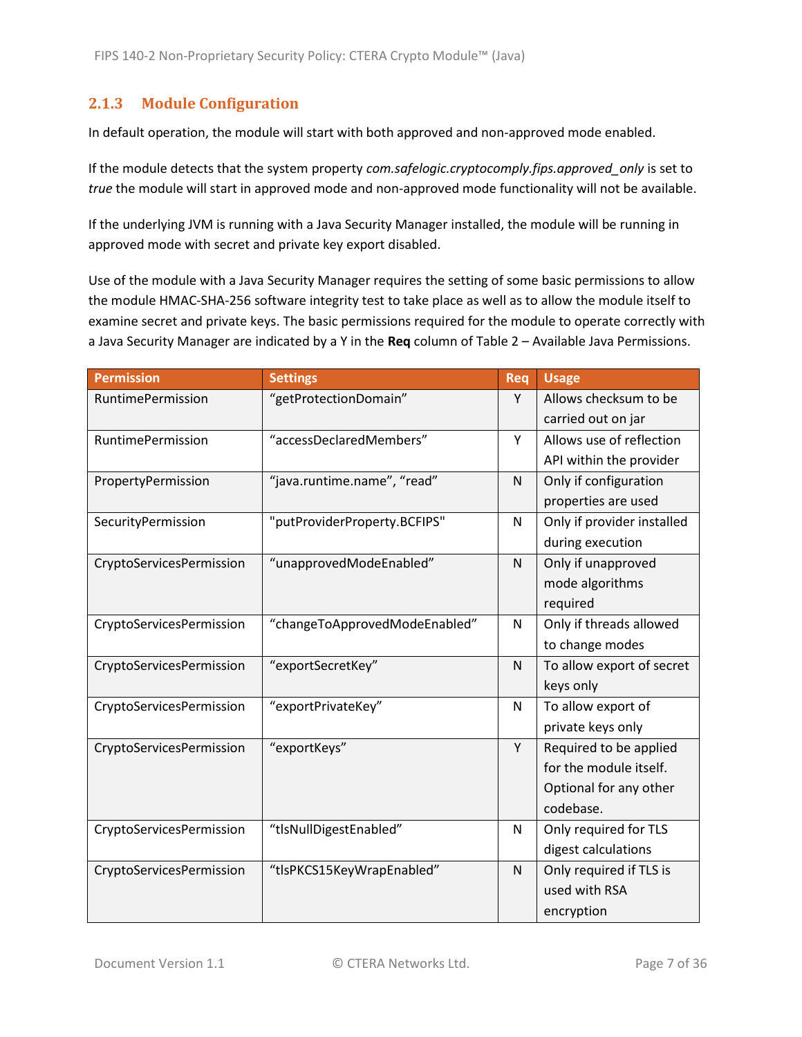### 2.1.3 Module Configuration

In default operation, the module will start with both approved and non-approved mode enabled.

If the module detects that the system property *com.safelogic.cryptocomply.fips.approved_only* is set to *true* the module will start in approved mode and non-approved mode functionality will not be available.

If the underlying JVM is running with a Java Security Manager installed, the module will be running in approved mode with secret and private key export disabled.

Use of the module with a Java Security Manager requires the setting of some basic permissions to allow the module HMAC-SHA-256 software integrity test to take place as well as to allow the module itself to examine secret and private keys. The basic permissions required for the module to operate correctly with a Java Security Manager are indicated by a Y in the **Req** column of Table 2 – Available Java Permissions.

| Permission | Settings | Req | Usage |
|---|---|---|---|
| RuntimePermission | “getProtectionDomain” | Y | Allows checksum to be carried out on jar |
| RuntimePermission | “accessDeclaredMembers” | Y | Allows use of reflection API within the provider |
| PropertyPermission | “java.runtime.name”, “read” | N | Only if configuration properties are used |
| SecurityPermission | "putProviderProperty.BCFIPS" | N | Only if provider installed during execution |
| CryptoServicesPermission | “unapprovedModeEnabled” | N | Only if unapproved mode algorithms required |
| CryptoServicesPermission | “changeToApprovedModeEnabled” | N | Only if threads allowed to change modes |
| CryptoServicesPermission | “exportSecretKey” | N | To allow export of secret keys only |
| CryptoServicesPermission | “exportPrivateKey” | N | To allow export of private keys only |
| CryptoServicesPermission | “exportKeys” | Y | Required to be applied for the module itself. Optional for any other codebase. |
| CryptoServicesPermission | “tlsNullDigestEnabled” | N | Only required for TLS digest calculations |
| CryptoServicesPermission | “tlsPKCS15KeyWrapEnabled” | N | Only required if TLS is used with RSA encryption |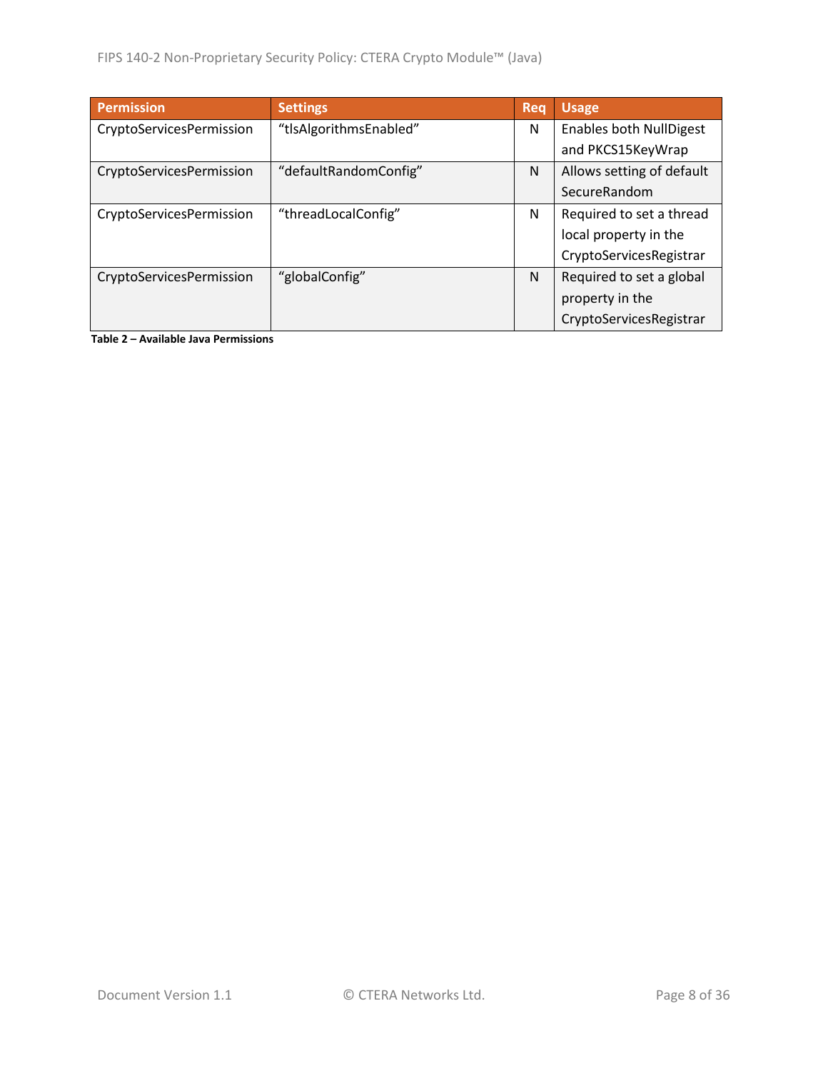| Permission | Settings | Req | Usage |
|---|---|---|---|
| CryptoServicesPermission | “tlsAlgorithmsEnabled” | N | Enables both NullDigest and PKCS15KeyWrap |
| CryptoServicesPermission | “defaultRandomConfig” | N | Allows setting of default SecureRandom |
| CryptoServicesPermission | “threadLocalConfig” | N | Required to set a thread local property in the CryptoServicesRegistrar |
| CryptoServicesPermission | “globalConfig” | N | Required to set a global property in the CryptoServicesRegistrar |

**Table 2 – Available Java Permissions**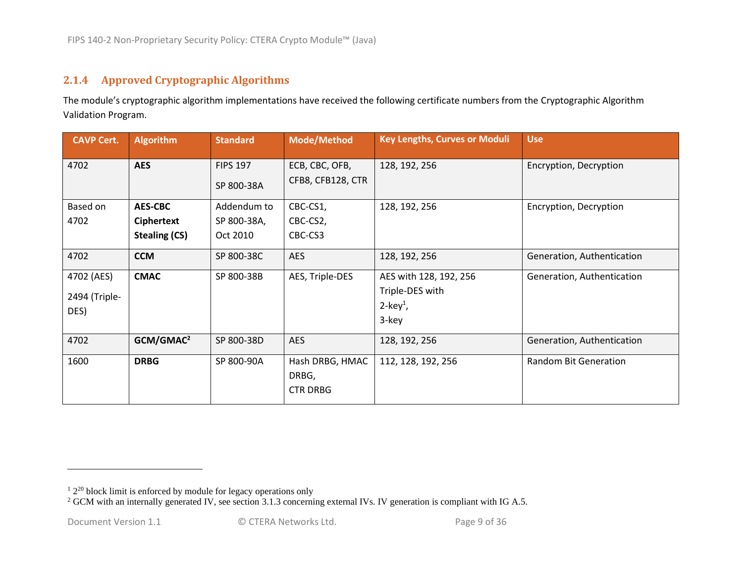### 2.1.4 Approved Cryptographic Algorithms

The module's cryptographic algorithm implementations have received the following certificate numbers from the Cryptographic Algorithm Validation Program.

| CAVP Cert. | Algorithm | Standard | Mode/Method | Key Lengths, Curves or Moduli | Use |
|---|---|---|---|---|---|
| 4702 | **AES** | FIPS 197<br>SP 800-38A | ECB, CBC, OFB, CFB8, CFB128, CTR | 128, 192, 256 | Encryption, Decryption |
| Based on 4702 | **AES-CBC Ciphertext Stealing (CS)** | Addendum to SP 800-38A, Oct 2010 | CBC-CS1,<br>CBC-CS2,<br>CBC-CS3 | 128, 192, 256 | Encryption, Decryption |
| 4702 | **CCM** | SP 800-38C | AES | 128, 192, 256 | Generation, Authentication |
| 4702 (AES)<br>2494 (Triple-DES) | **CMAC** | SP 800-38B | AES, Triple-DES | AES with 128, 192, 256<br>Triple-DES with<br>2-key[1],<br>3-key | Generation, Authentication |
| 4702 | **GCM/GMAC[2]** | SP 800-38D | AES | 128, 192, 256 | Generation, Authentication |
| 1600 | **DRBG** | SP 800-90A | Hash DRBG, HMAC DRBG,<br>CTR DRBG | 112, 128, 192, 256 | Random Bit Generation |

[1] $2^{20}$ block limit is enforced by module for legacy operations only

[2] GCM with an internally generated IV, see section 3.1.3 concerning external IVs. IV generation is compliant with IG A.5.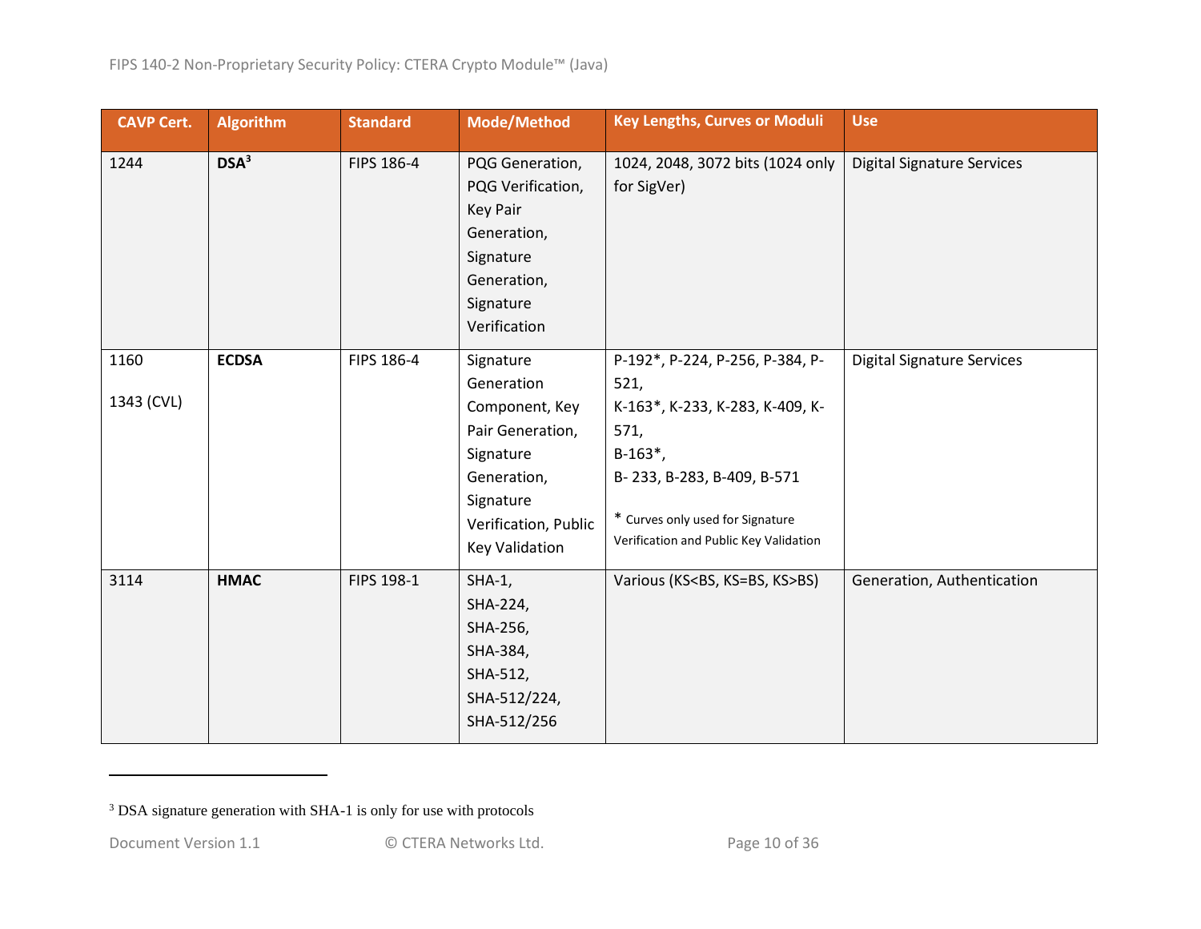| CAVP Cert. | Algorithm | Standard | Mode/Method | Key Lengths, Curves or Moduli | Use |
|---|---|---|---|---|---|
| 1244 | **DSA**[3] | FIPS 186-4 | PQG Generation, PQG Verification, Key Pair Generation, Signature Generation, Signature Verification | 1024, 2048, 3072 bits (1024 only for SigVer) | Digital Signature Services |
| 1160<br><br>1343 (CVL) | **ECDSA** | FIPS 186-4 | Signature Generation Component, Key Pair Generation, Signature Generation, Signature Verification, Public Key Validation | P-192*, P-224, P-256, P-384, P-521,<br>K-163*, K-233, K-283, K-409, K-571,<br>B-163*,<br>B- 233, B-283, B-409, B-571<br><br>* Curves only used for Signature Verification and Public Key Validation | Digital Signature Services |
| 3114 | **HMAC** | FIPS 198-1 | SHA-1,<br>SHA-224,<br>SHA-256,<br>SHA-384,<br>SHA-512,<br>SHA-512/224,<br>SHA-512/256 | Various (KS<BS, KS=BS, KS>BS) | Generation, Authentication |

[3] DSA signature generation with SHA-1 is only for use with protocols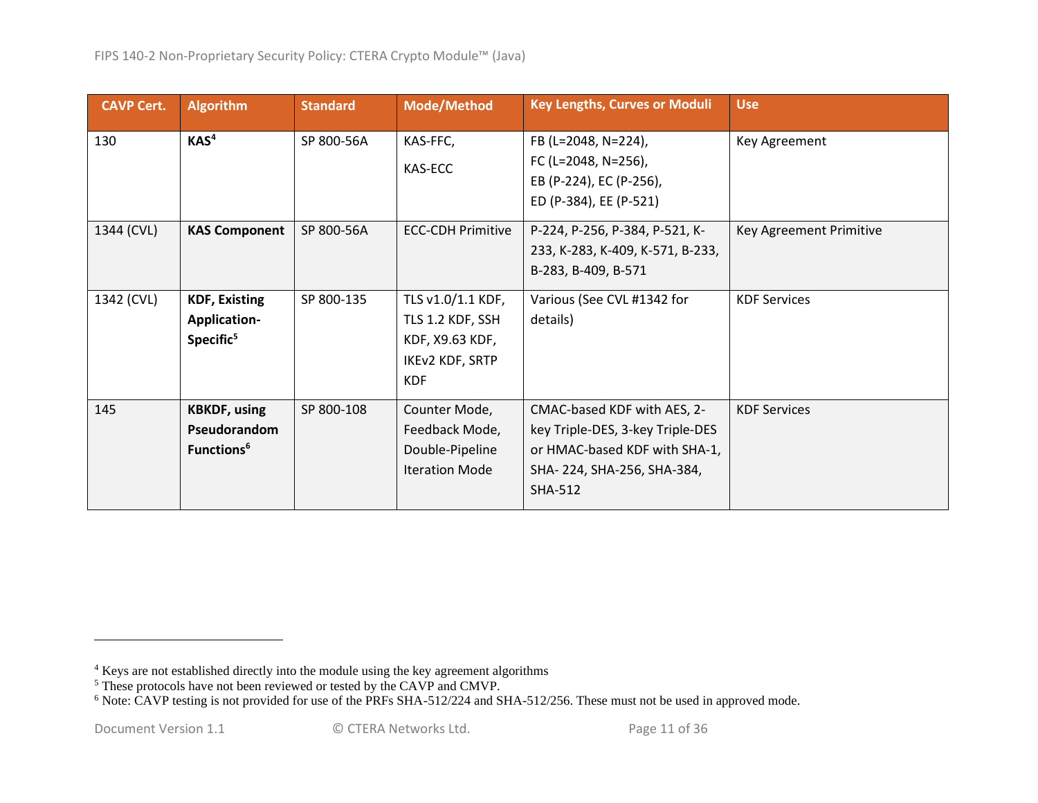| CAVP Cert. | Algorithm | Standard | Mode/Method | Key Lengths, Curves or Moduli | Use |
|---|---|---|---|---|---|
| 130 | **KAS**[4] | SP 800-56A | KAS-FFC, KAS-ECC | FB (L=2048, N=224), FC (L=2048, N=256), EB (P-224), EC (P-256), ED (P-384), EE (P-521) | Key Agreement |
| 1344 (CVL) | **KAS Component** | SP 800-56A | ECC-CDH Primitive | P-224, P-256, P-384, P-521, K-233, K-283, K-409, K-571, B-233, B-283, B-409, B-571 | Key Agreement Primitive |
| 1342 (CVL) | **KDF, Existing Application-Specific**[5] | SP 800-135 | TLS v1.0/1.1 KDF, TLS 1.2 KDF, SSH KDF, X9.63 KDF, IKEv2 KDF, SRTP KDF | Various (See CVL #1342 for details) | KDF Services |
| 145 | **KBKDF, using Pseudorandom Functions**[6] | SP 800-108 | Counter Mode, Feedback Mode, Double-Pipeline Iteration Mode | CMAC-based KDF with AES, 2-key Triple-DES, 3-key Triple-DES or HMAC-based KDF with SHA-1, SHA- 224, SHA-256, SHA-384, SHA-512 | KDF Services |

[4] Keys are not established directly into the module using the key agreement algorithms

[5] These protocols have not been reviewed or tested by the CAVP and CMVP.

[6] Note: CAVP testing is not provided for use of the PRFs SHA-512/224 and SHA-512/256. These must not be used in approved mode.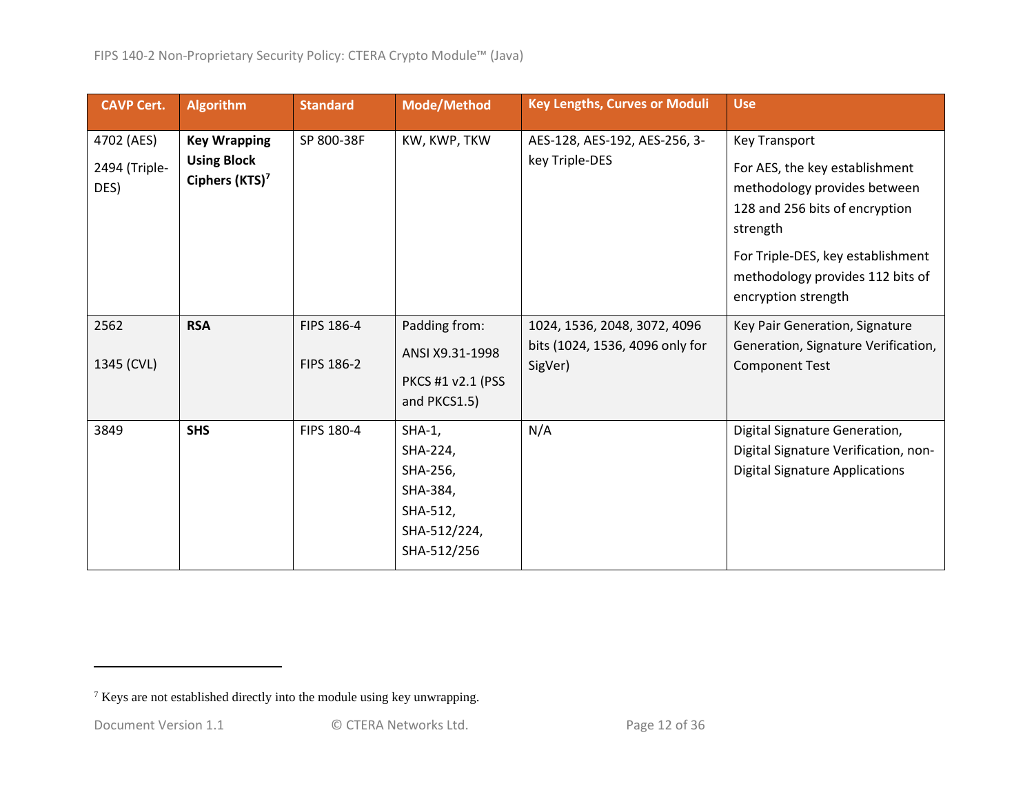| CAVP Cert. | Algorithm | Standard | Mode/Method | Key Lengths, Curves or Moduli | Use |
|---|---|---|---|---|---|
| 4702 (AES)<br>2494 (Triple-DES) | **Key Wrapping Using Block Ciphers (KTS)**[7] | SP 800-38F | KW, KWP, TKW | AES-128, AES-192, AES-256, 3-key Triple-DES | Key Transport<br>For AES, the key establishment methodology provides between 128 and 256 bits of encryption strength<br>For Triple-DES, key establishment methodology provides 112 bits of encryption strength |
| 2562<br>1345 (CVL) | **RSA** | FIPS 186-4<br>FIPS 186-2 | Padding from:<br>ANSI X9.31-1998<br>PKCS #1 v2.1 (PSS and PKCS1.5) | 1024, 1536, 2048, 3072, 4096 bits (1024, 1536, 4096 only for SigVer) | Key Pair Generation, Signature Generation, Signature Verification, Component Test |
| 3849 | **SHS** | FIPS 180-4 | SHA-1, SHA-224, SHA-256, SHA-384, SHA-512, SHA-512/224, SHA-512/256 | N/A | Digital Signature Generation, Digital Signature Verification, non-Digital Signature Applications |

[7] Keys are not established directly into the module using key unwrapping.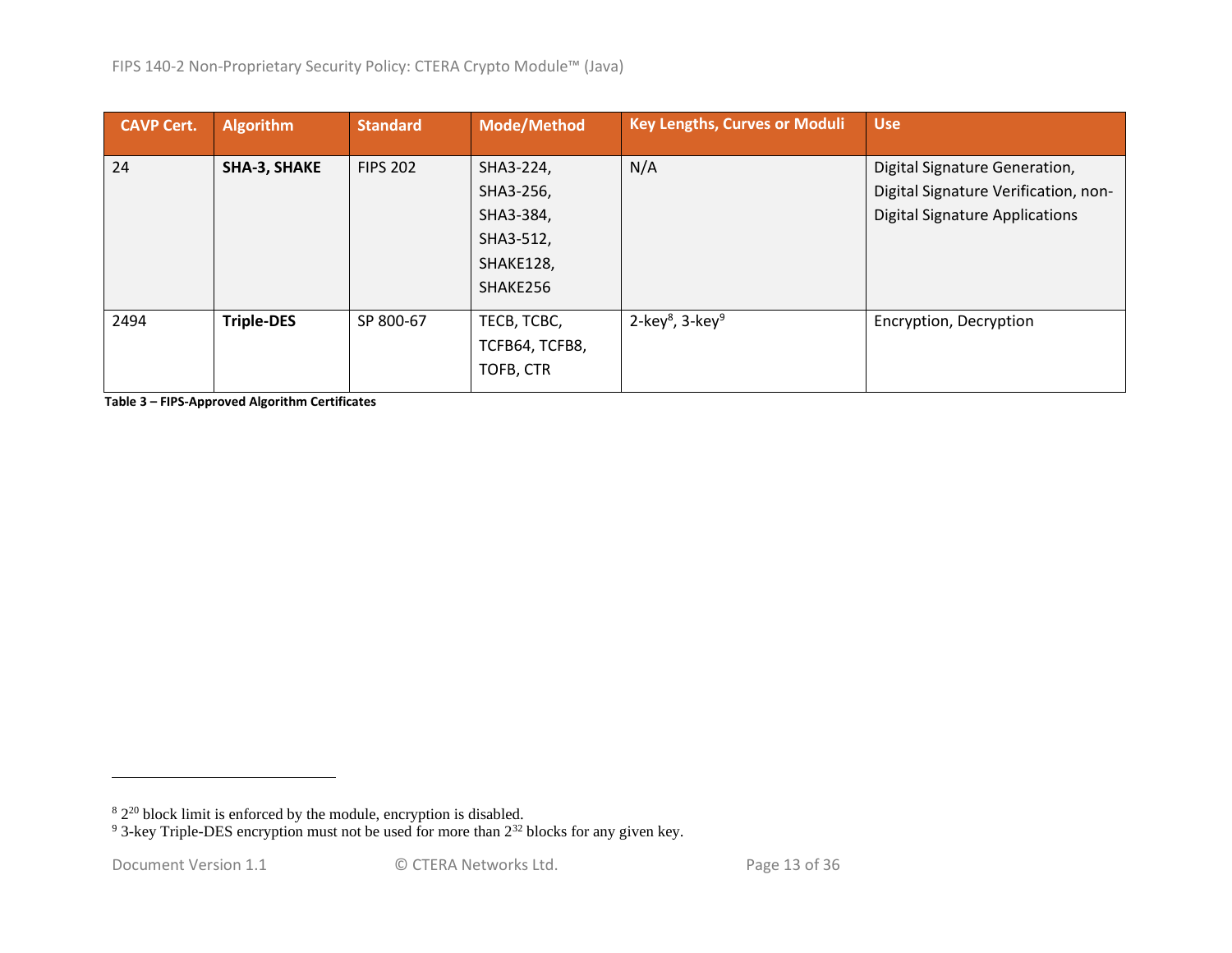| CAVP Cert. | Algorithm | Standard | Mode/Method | Key Lengths, Curves or Moduli | Use |
|---|---|---|---|---|---|
| 24 | **SHA-3, SHAKE** | FIPS 202 | SHA3-224, SHA3-256, SHA3-384, SHA3-512, SHAKE128, SHAKE256 | N/A | Digital Signature Generation, Digital Signature Verification, non-Digital Signature Applications |
| 2494 | **Triple-DES** | SP 800-67 | TECB, TCBC, TCFB64, TCFB8, TOFB, CTR | 2-key[8], 3-key[9] | Encryption, Decryption |

**Table 3 – FIPS-Approved Algorithm Certificates**

---

[8] $2^{20}$ block limit is enforced by the module, encryption is disabled.

[9] 3-key Triple-DES encryption must not be used for more than $2^{32}$ blocks for any given key.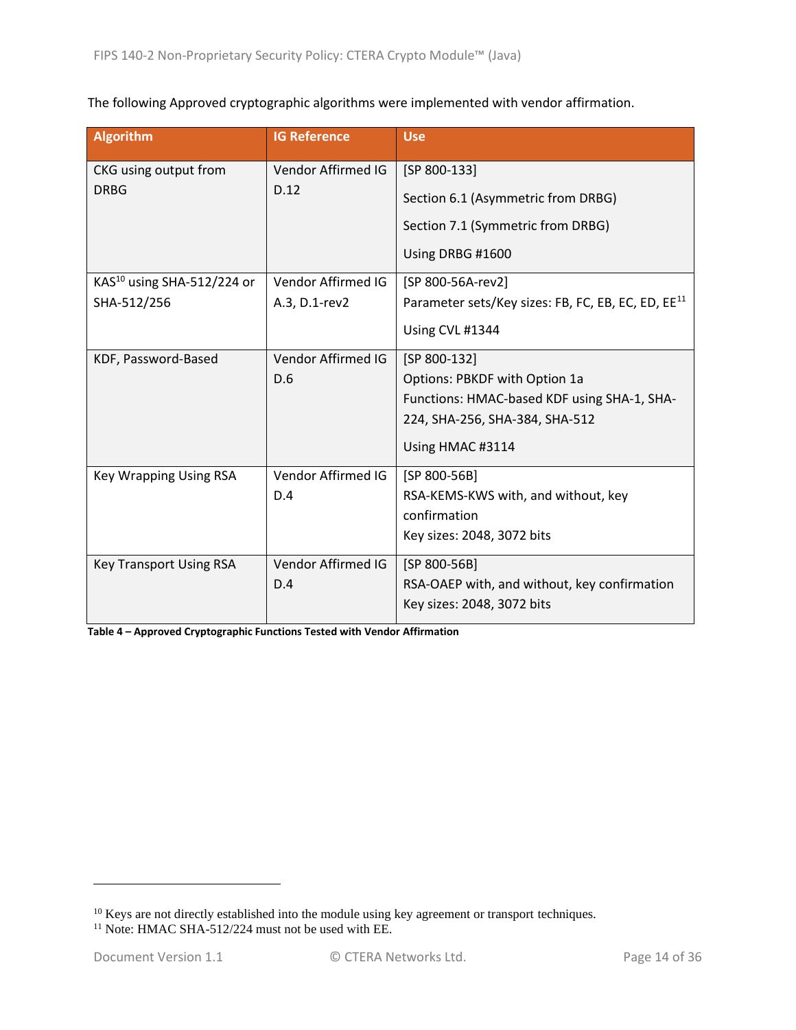The following Approved cryptographic algorithms were implemented with vendor affirmation.

| Algorithm | IG Reference | Use |
| --- | --- | --- |
| CKG using output from DRBG | Vendor Affirmed IG D.12 | [SP 800-133]<br>Section 6.1 (Asymmetric from DRBG)<br>Section 7.1 (Symmetric from DRBG)<br>Using DRBG #1600 |
| KAS[10] using SHA-512/224 or SHA-512/256 | Vendor Affirmed IG A.3, D.1-rev2 | [SP 800-56A-rev2]<br>Parameter sets/Key sizes: FB, FC, EB, EC, ED, EE[11]<br>Using CVL #1344 |
| KDF, Password-Based | Vendor Affirmed IG D.6 | [SP 800-132]<br>Options: PBKDF with Option 1a<br>Functions: HMAC-based KDF using SHA-1, SHA-224, SHA-256, SHA-384, SHA-512<br>Using HMAC #3114 |
| Key Wrapping Using RSA | Vendor Affirmed IG D.4 | [SP 800-56B]<br>RSA-KEMS-KWS with, and without, key confirmation<br>Key sizes: 2048, 3072 bits |
| Key Transport Using RSA | Vendor Affirmed IG D.4 | [SP 800-56B]<br>RSA-OAEP with, and without, key confirmation<br>Key sizes: 2048, 3072 bits |

**Table 4 – Approved Cryptographic Functions Tested with Vendor Affirmation**

[10] Keys are not directly established into the module using key agreement or transport techniques.
[11] Note: HMAC SHA-512/224 must not be used with EE.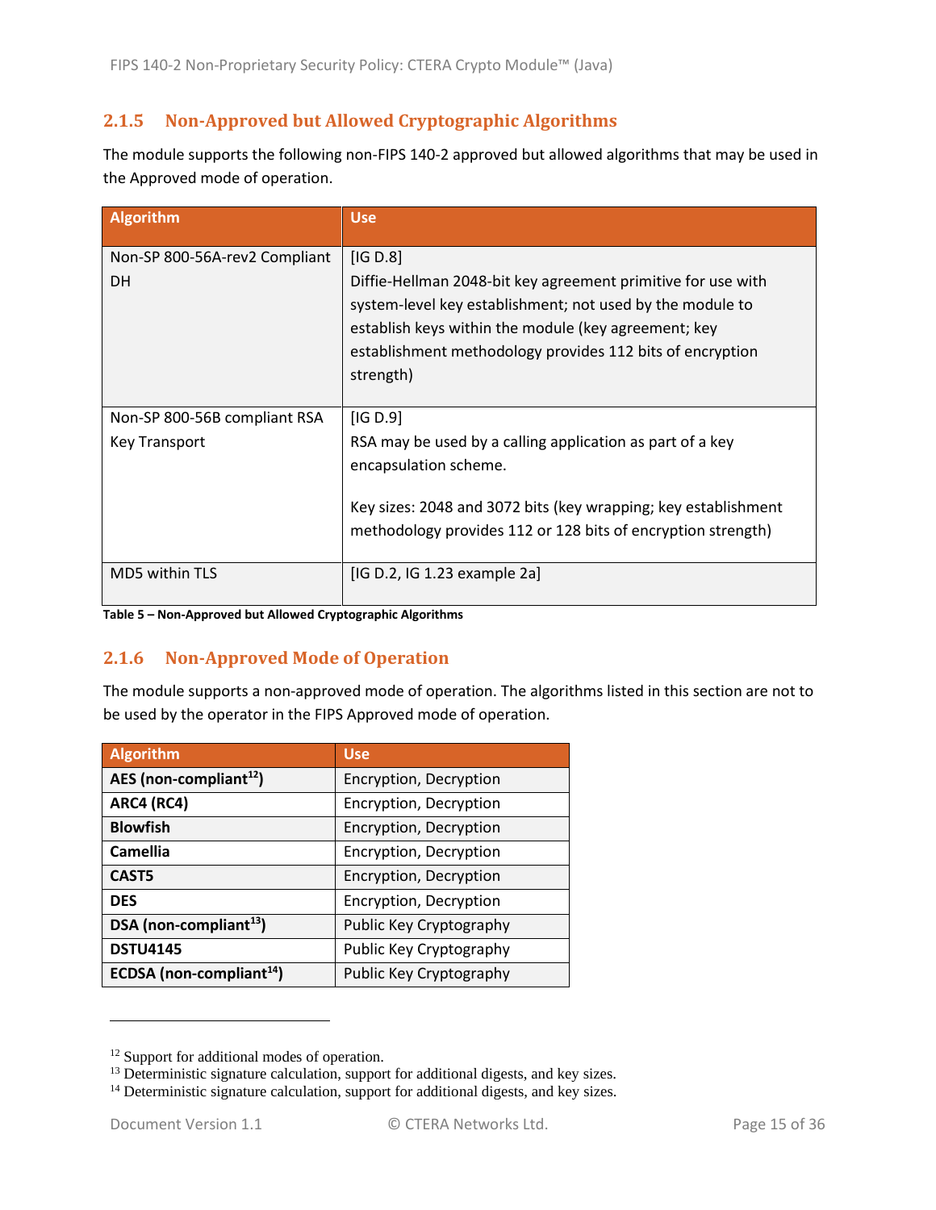### 2.1.5 Non-Approved but Allowed Cryptographic Algorithms

The module supports the following non-FIPS 140-2 approved but allowed algorithms that may be used in the Approved mode of operation.

| Algorithm | Use |
|---|---|
| Non-SP 800-56A-rev2 Compliant DH | [IG D.8]<br>Diffie-Hellman 2048-bit key agreement primitive for use with system-level key establishment; not used by the module to establish keys within the module (key agreement; key establishment methodology provides 112 bits of encryption strength) |
| Non-SP 800-56B compliant RSA Key Transport | [IG D.9]<br>RSA may be used by a calling application as part of a key encapsulation scheme.<br><br>Key sizes: 2048 and 3072 bits (key wrapping; key establishment methodology provides 112 or 128 bits of encryption strength) |
| MD5 within TLS | [IG D.2, IG 1.23 example 2a] |

**Table 5 – Non-Approved but Allowed Cryptographic Algorithms**

### 2.1.6 Non-Approved Mode of Operation

The module supports a non-approved mode of operation. The algorithms listed in this section are not to be used by the operator in the FIPS Approved mode of operation.

| Algorithm | Use |
|---|---|
| **AES (non-compliant[12])** | Encryption, Decryption |
| **ARC4 (RC4)** | Encryption, Decryption |
| **Blowfish** | Encryption, Decryption |
| **Camellia** | Encryption, Decryption |
| **CAST5** | Encryption, Decryption |
| **DES** | Encryption, Decryption |
| **DSA (non-compliant[13])** | Public Key Cryptography |
| **DSTU4145** | Public Key Cryptography |
| **ECDSA (non-compliant[14])** | Public Key Cryptography |

[12] Support for additional modes of operation.
[13] Deterministic signature calculation, support for additional digests, and key sizes.
[14] Deterministic signature calculation, support for additional digests, and key sizes.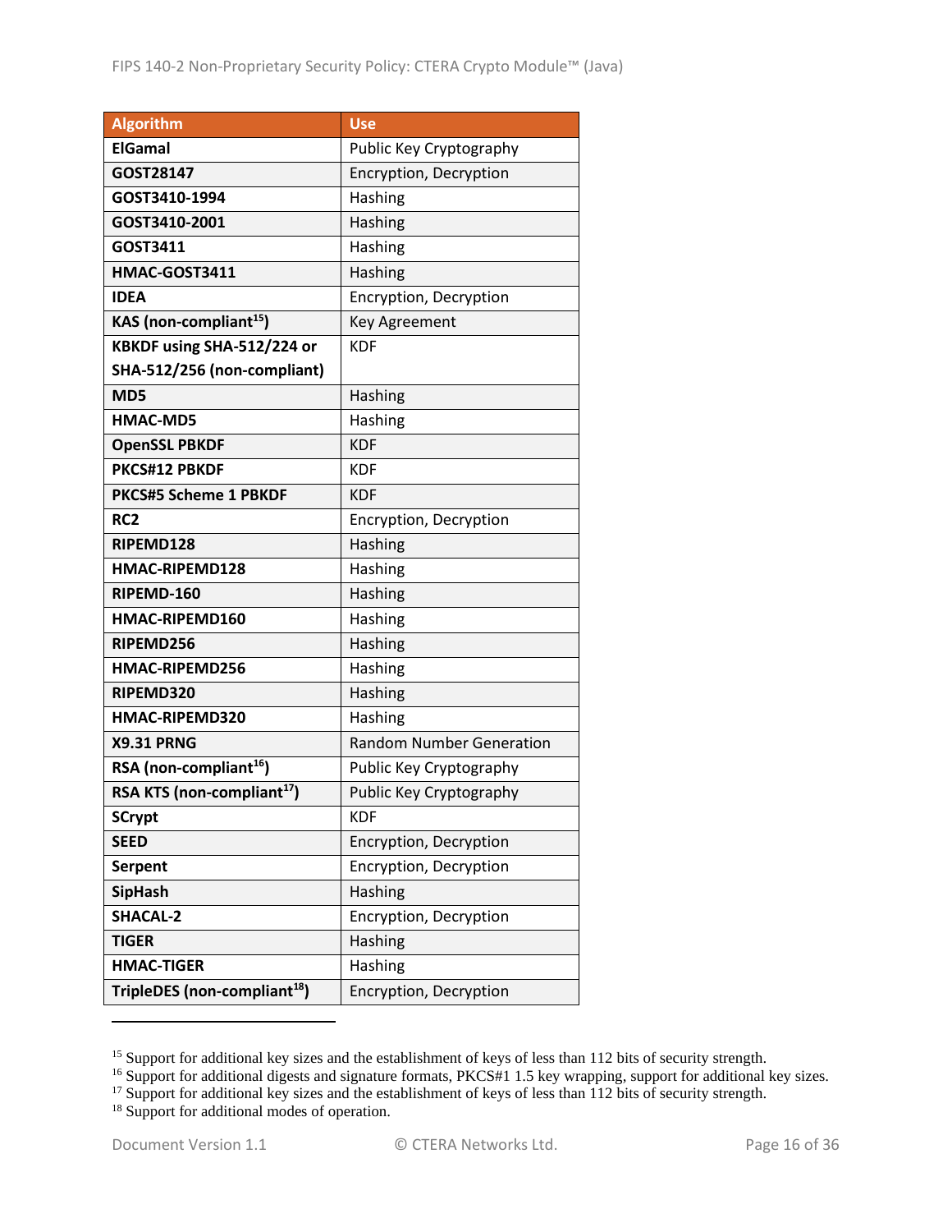| Algorithm | Use |
| --- | --- |
| **ElGamal** | Public Key Cryptography |
| **GOST28147** | Encryption, Decryption |
| **GOST3410-1994** | Hashing |
| **GOST3410-2001** | Hashing |
| **GOST3411** | Hashing |
| **HMAC-GOST3411** | Hashing |
| **IDEA** | Encryption, Decryption |
| **KAS (non-compliant[15])** | Key Agreement |
| **KBKDF using SHA-512/224 or SHA-512/256 (non-compliant)** | KDF |
| **MD5** | Hashing |
| **HMAC-MD5** | Hashing |
| **OpenSSL PBKDF** | KDF |
| **PKCS#12 PBKDF** | KDF |
| **PKCS#5 Scheme 1 PBKDF** | KDF |
| **RC2** | Encryption, Decryption |
| **RIPEMD128** | Hashing |
| **HMAC-RIPEMD128** | Hashing |
| **RIPEMD-160** | Hashing |
| **HMAC-RIPEMD160** | Hashing |
| **RIPEMD256** | Hashing |
| **HMAC-RIPEMD256** | Hashing |
| **RIPEMD320** | Hashing |
| **HMAC-RIPEMD320** | Hashing |
| **X9.31 PRNG** | Random Number Generation |
| **RSA (non-compliant[16])** | Public Key Cryptography |
| **RSA KTS (non-compliant[17])** | Public Key Cryptography |
| **SCrypt** | KDF |
| **SEED** | Encryption, Decryption |
| **Serpent** | Encryption, Decryption |
| **SipHash** | Hashing |
| **SHACAL-2** | Encryption, Decryption |
| **TIGER** | Hashing |
| **HMAC-TIGER** | Hashing |
| **TripleDES (non-compliant[18])** | Encryption, Decryption |

[15] Support for additional key sizes and the establishment of keys of less than 112 bits of security strength.
[16] Support for additional digests and signature formats, PKCS#1 1.5 key wrapping, support for additional key sizes.
[17] Support for additional key sizes and the establishment of keys of less than 112 bits of security strength.
[18] Support for additional modes of operation.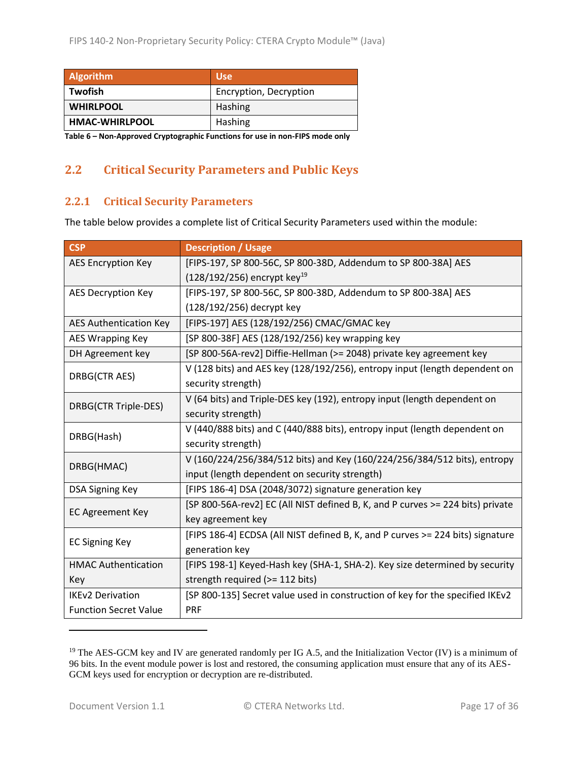| Algorithm | Use |
|---|---|
| **Twofish** | Encryption, Decryption |
| **WHIRLPOOL** | Hashing |
| **HMAC-WHIRLPOOL** | Hashing |

**Table 6 – Non-Approved Cryptographic Functions for use in non-FIPS mode only**

## 2.2 Critical Security Parameters and Public Keys

### 2.2.1 Critical Security Parameters

The table below provides a complete list of Critical Security Parameters used within the module:

| CSP | Description / Usage |
|---|---|
| AES Encryption Key | [FIPS-197, SP 800-56C, SP 800-38D, Addendum to SP 800-38A] AES (128/192/256) encrypt key[19] |
| AES Decryption Key | [FIPS-197, SP 800-56C, SP 800-38D, Addendum to SP 800-38A] AES (128/192/256) decrypt key |
| AES Authentication Key | [FIPS-197] AES (128/192/256) CMAC/GMAC key |
| AES Wrapping Key | [SP 800-38F] AES (128/192/256) key wrapping key |
| DH Agreement key | [SP 800-56A-rev2] Diffie-Hellman (>= 2048) private key agreement key |
| DRBG(CTR AES) | V (128 bits) and AES key (128/192/256), entropy input (length dependent on security strength) |
| DRBG(CTR Triple-DES) | V (64 bits) and Triple-DES key (192), entropy input (length dependent on security strength) |
| DRBG(Hash) | V (440/888 bits) and C (440/888 bits), entropy input (length dependent on security strength) |
| DRBG(HMAC) | V (160/224/256/384/512 bits) and Key (160/224/256/384/512 bits), entropy input (length dependent on security strength) |
| DSA Signing Key | [FIPS 186-4] DSA (2048/3072) signature generation key |
| EC Agreement Key | [SP 800-56A-rev2] EC (All NIST defined B, K, and P curves >= 224 bits) private key agreement key |
| EC Signing Key | [FIPS 186-4] ECDSA (All NIST defined B, K, and P curves >= 224 bits) signature generation key |
| HMAC Authentication Key | [FIPS 198-1] Keyed-Hash key (SHA-1, SHA-2). Key size determined by security strength required (>= 112 bits) |
| IKEv2 Derivation Function Secret Value | [SP 800-135] Secret value used in construction of key for the specified IKEv2 PRF |

[19] The AES-GCM key and IV are generated randomly per IG A.5, and the Initialization Vector (IV) is a minimum of 96 bits. In the event module power is lost and restored, the consuming application must ensure that any of its AES-GCM keys used for encryption or decryption are re-distributed.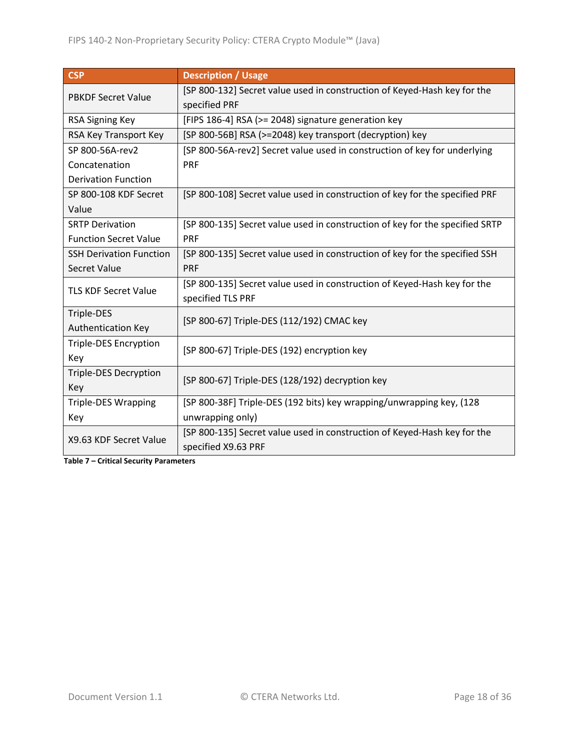| CSP | Description / Usage |
| --- | --- |
| PBKDF Secret Value | [SP 800-132] Secret value used in construction of Keyed-Hash key for the specified PRF |
| RSA Signing Key | [FIPS 186-4] RSA (>= 2048) signature generation key |
| RSA Key Transport Key | [SP 800-56B] RSA (>=2048) key transport (decryption) key |
| SP 800-56A-rev2 Concatenation Derivation Function | [SP 800-56A-rev2] Secret value used in construction of key for underlying PRF |
| SP 800-108 KDF Secret Value | [SP 800-108] Secret value used in construction of key for the specified PRF |
| SRTP Derivation Function Secret Value | [SP 800-135] Secret value used in construction of key for the specified SRTP PRF |
| SSH Derivation Function Secret Value | [SP 800-135] Secret value used in construction of key for the specified SSH PRF |
| TLS KDF Secret Value | [SP 800-135] Secret value used in construction of Keyed-Hash key for the specified TLS PRF |
| Triple-DES Authentication Key | [SP 800-67] Triple-DES (112/192) CMAC key |
| Triple-DES Encryption Key | [SP 800-67] Triple-DES (192) encryption key |
| Triple-DES Decryption Key | [SP 800-67] Triple-DES (128/192) decryption key |
| Triple-DES Wrapping Key | [SP 800-38F] Triple-DES (192 bits) key wrapping/unwrapping key, (128 unwrapping only) |
| X9.63 KDF Secret Value | [SP 800-135] Secret value used in construction of Keyed-Hash key for the specified X9.63 PRF |

**Table 7 – Critical Security Parameters**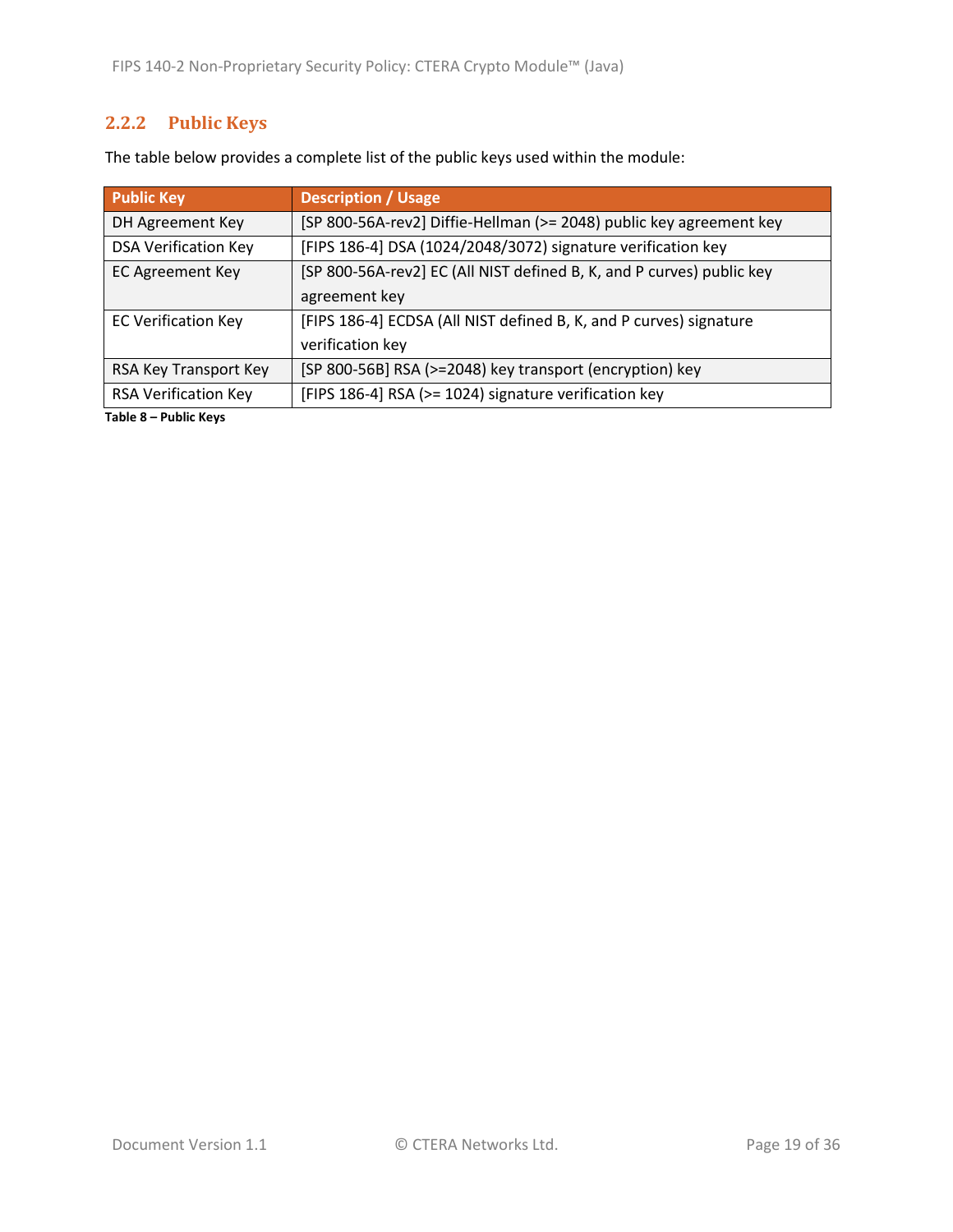### 2.2.2 Public Keys

The table below provides a complete list of the public keys used within the module:

| Public Key | Description / Usage |
|---|---|
| DH Agreement Key | [SP 800-56A-rev2] Diffie-Hellman (>= 2048) public key agreement key |
| DSA Verification Key | [FIPS 186-4] DSA (1024/2048/3072) signature verification key |
| EC Agreement Key | [SP 800-56A-rev2] EC (All NIST defined B, K, and P curves) public key agreement key |
| EC Verification Key | [FIPS 186-4] ECDSA (All NIST defined B, K, and P curves) signature verification key |
| RSA Key Transport Key | [SP 800-56B] RSA (>=2048) key transport (encryption) key |
| RSA Verification Key | [FIPS 186-4] RSA (>= 1024) signature verification key |

**Table 8 – Public Keys**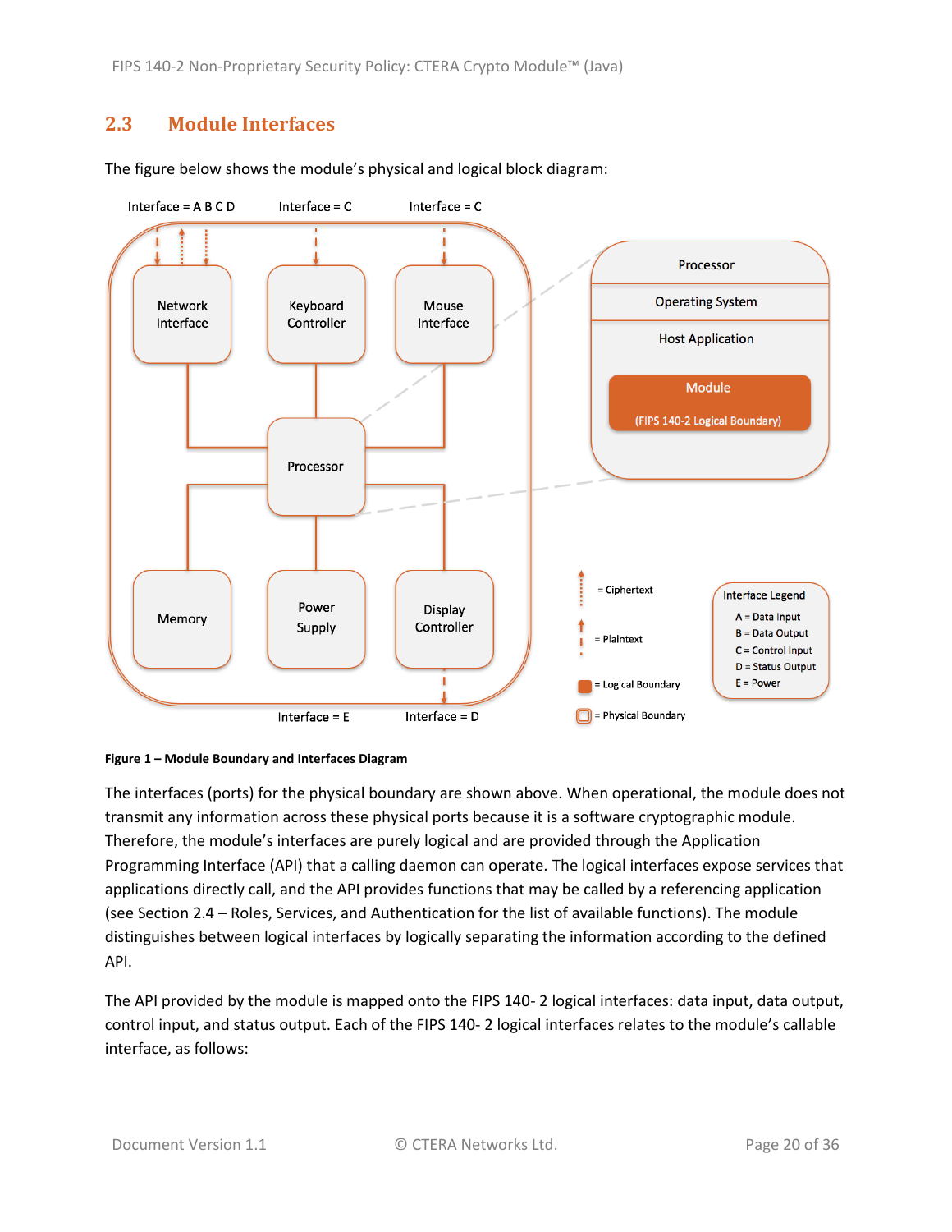## 2.3 Module Interfaces

The figure below shows the module's physical and logical block diagram:

**Figure 1 – Module Boundary and Interfaces Diagram**

The interfaces (ports) for the physical boundary are shown above. When operational, the module does not transmit any information across these physical ports because it is a software cryptographic module. Therefore, the module's interfaces are purely logical and are provided through the Application Programming Interface (API) that a calling daemon can operate. The logical interfaces expose services that applications directly call, and the API provides functions that may be called by a referencing application (see Section 2.4 – Roles, Services, and Authentication for the list of available functions). The module distinguishes between logical interfaces by logically separating the information according to the defined API.

The API provided by the module is mapped onto the FIPS 140- 2 logical interfaces: data input, data output, control input, and status output. Each of the FIPS 140- 2 logical interfaces relates to the module's callable interface, as follows: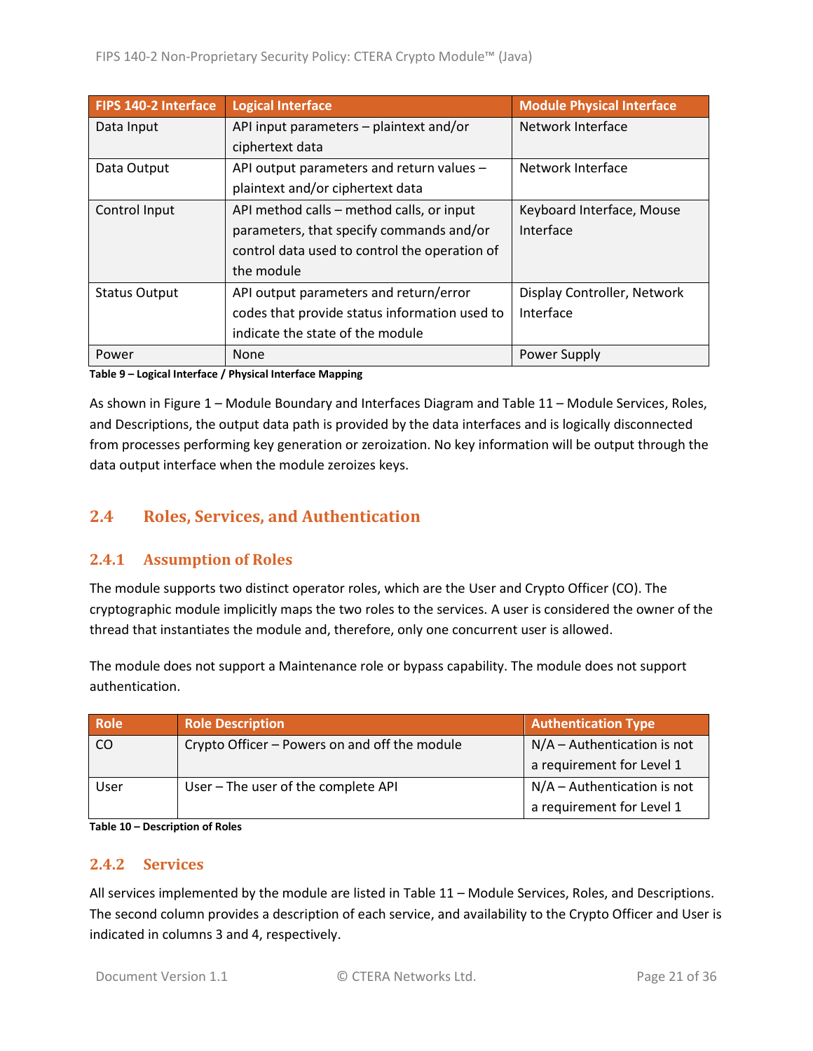| FIPS 140-2 Interface | Logical Interface | Module Physical Interface |
|---|---|---|
| Data Input | API input parameters – plaintext and/or ciphertext data | Network Interface |
| Data Output | API output parameters and return values – plaintext and/or ciphertext data | Network Interface |
| Control Input | API method calls – method calls, or input parameters, that specify commands and/or control data used to control the operation of the module | Keyboard Interface, Mouse Interface |
| Status Output | API output parameters and return/error codes that provide status information used to indicate the state of the module | Display Controller, Network Interface |
| Power | None | Power Supply |

**Table 9 – Logical Interface / Physical Interface Mapping**

As shown in Figure 1 – Module Boundary and Interfaces Diagram and Table 11 – Module Services, Roles, and Descriptions, the output data path is provided by the data interfaces and is logically disconnected from processes performing key generation or zeroization. No key information will be output through the data output interface when the module zeroizes keys.

## 2.4 Roles, Services, and Authentication

### 2.4.1 Assumption of Roles

The module supports two distinct operator roles, which are the User and Crypto Officer (CO). The cryptographic module implicitly maps the two roles to the services. A user is considered the owner of the thread that instantiates the module and, therefore, only one concurrent user is allowed.

The module does not support a Maintenance role or bypass capability. The module does not support authentication.

| Role | Role Description | Authentication Type |
|---|---|---|
| CO | Crypto Officer – Powers on and off the module | N/A – Authentication is not a requirement for Level 1 |
| User | User – The user of the complete API | N/A – Authentication is not a requirement for Level 1 |

**Table 10 – Description of Roles**

### 2.4.2 Services

All services implemented by the module are listed in Table 11 – Module Services, Roles, and Descriptions. The second column provides a description of each service, and availability to the Crypto Officer and User is indicated in columns 3 and 4, respectively.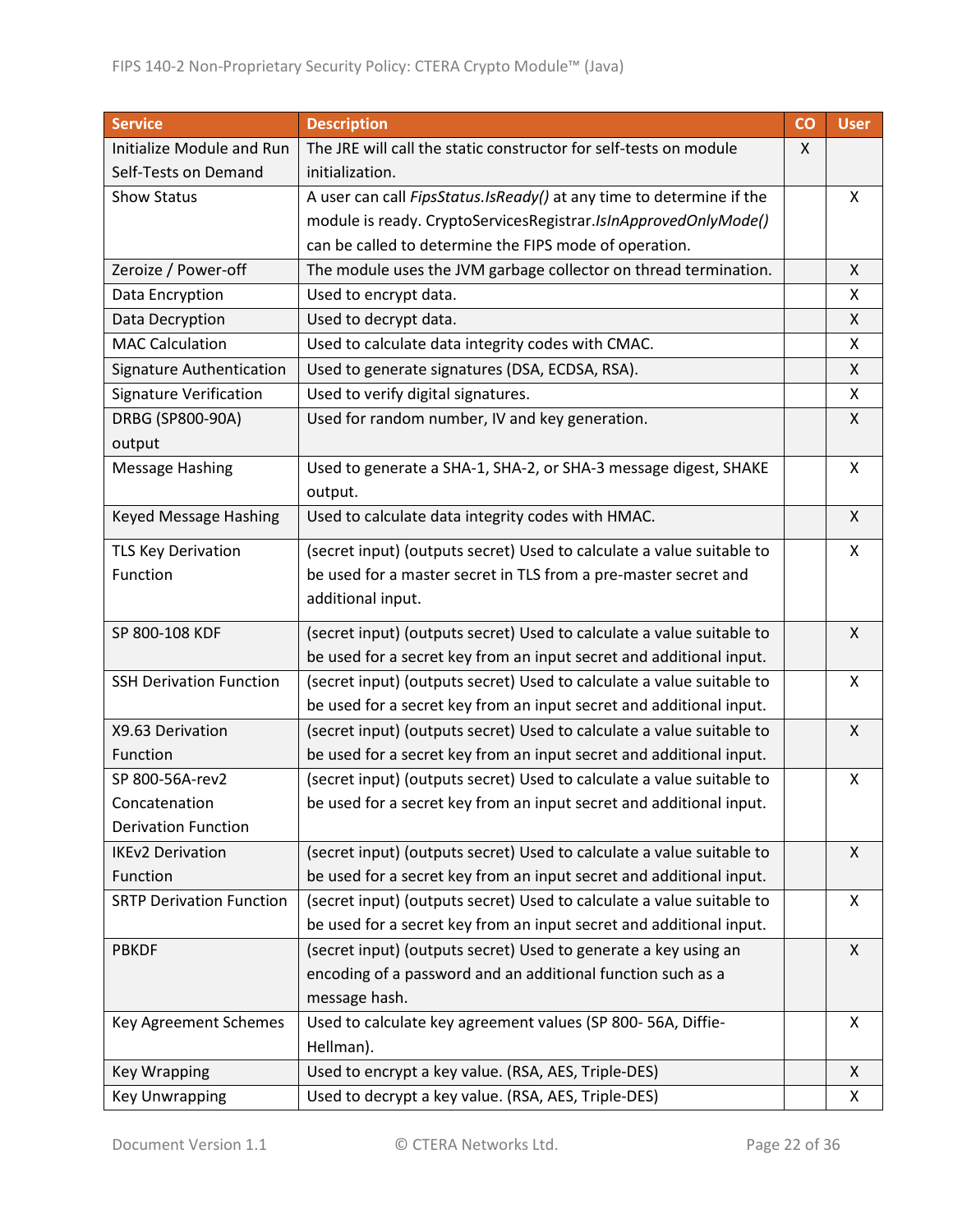| Service | Description | CO | User |
|---|---|---|---|
| Initialize Module and Run Self-Tests on Demand | The JRE will call the static constructor for self-tests on module initialization. | X | |
| Show Status | A user can call *FipsStatus.IsReady()* at any time to determine if the module is ready. CryptoServicesRegistrar.*IsInApprovedOnlyMode()* can be called to determine the FIPS mode of operation. | | X |
| Zeroize / Power-off | The module uses the JVM garbage collector on thread termination. | | X |
| Data Encryption | Used to encrypt data. | | X |
| Data Decryption | Used to decrypt data. | | X |
| MAC Calculation | Used to calculate data integrity codes with CMAC. | | X |
| Signature Authentication | Used to generate signatures (DSA, ECDSA, RSA). | | X |
| Signature Verification | Used to verify digital signatures. | | X |
| DRBG (SP800-90A) output | Used for random number, IV and key generation. | | X |
| Message Hashing | Used to generate a SHA-1, SHA-2, or SHA-3 message digest, SHAKE output. | | X |
| Keyed Message Hashing | Used to calculate data integrity codes with HMAC. | | X |
| TLS Key Derivation Function | (secret input) (outputs secret) Used to calculate a value suitable to be used for a master secret in TLS from a pre-master secret and additional input. | | X |
| SP 800-108 KDF | (secret input) (outputs secret) Used to calculate a value suitable to be used for a secret key from an input secret and additional input. | | X |
| SSH Derivation Function | (secret input) (outputs secret) Used to calculate a value suitable to be used for a secret key from an input secret and additional input. | | X |
| X9.63 Derivation Function | (secret input) (outputs secret) Used to calculate a value suitable to be used for a secret key from an input secret and additional input. | | X |
| SP 800-56A-rev2 Concatenation Derivation Function | (secret input) (outputs secret) Used to calculate a value suitable to be used for a secret key from an input secret and additional input. | | X |
| IKEv2 Derivation Function | (secret input) (outputs secret) Used to calculate a value suitable to be used for a secret key from an input secret and additional input. | | X |
| SRTP Derivation Function | (secret input) (outputs secret) Used to calculate a value suitable to be used for a secret key from an input secret and additional input. | | X |
| PBKDF | (secret input) (outputs secret) Used to generate a key using an encoding of a password and an additional function such as a message hash. | | X |
| Key Agreement Schemes | Used to calculate key agreement values (SP 800- 56A, Diffie-Hellman). | | X |
| Key Wrapping | Used to encrypt a key value. (RSA, AES, Triple-DES) | | X |
| Key Unwrapping | Used to decrypt a key value. (RSA, AES, Triple-DES) | | X |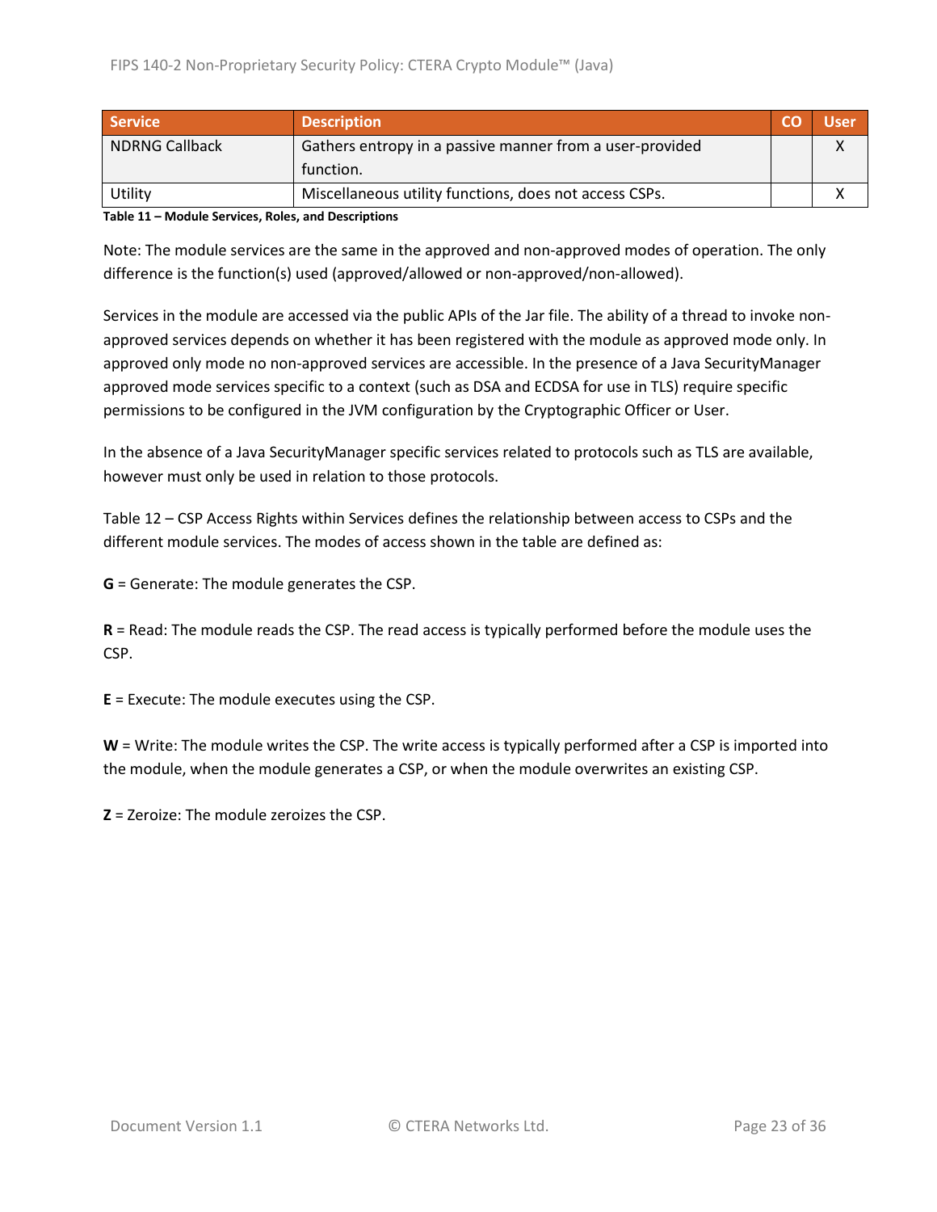| Service | Description | CO | User |
|---|---|---|---|
| NDRNG Callback | Gathers entropy in a passive manner from a user-provided function. | | X |
| Utility | Miscellaneous utility functions, does not access CSPs. | | X |

**Table 11 – Module Services, Roles, and Descriptions**

Note: The module services are the same in the approved and non-approved modes of operation. The only difference is the function(s) used (approved/allowed or non-approved/non-allowed).

Services in the module are accessed via the public APIs of the Jar file. The ability of a thread to invoke non-approved services depends on whether it has been registered with the module as approved mode only. In approved only mode no non-approved services are accessible. In the presence of a Java SecurityManager approved mode services specific to a context (such as DSA and ECDSA for use in TLS) require specific permissions to be configured in the JVM configuration by the Cryptographic Officer or User.

In the absence of a Java SecurityManager specific services related to protocols such as TLS are available, however must only be used in relation to those protocols.

Table 12 – CSP Access Rights within Services defines the relationship between access to CSPs and the different module services. The modes of access shown in the table are defined as:

**G** = Generate: The module generates the CSP.

**R** = Read: The module reads the CSP. The read access is typically performed before the module uses the CSP.

**E** = Execute: The module executes using the CSP.

**W** = Write: The module writes the CSP. The write access is typically performed after a CSP is imported into the module, when the module generates a CSP, or when the module overwrites an existing CSP.

**Z** = Zeroize: The module zeroizes the CSP.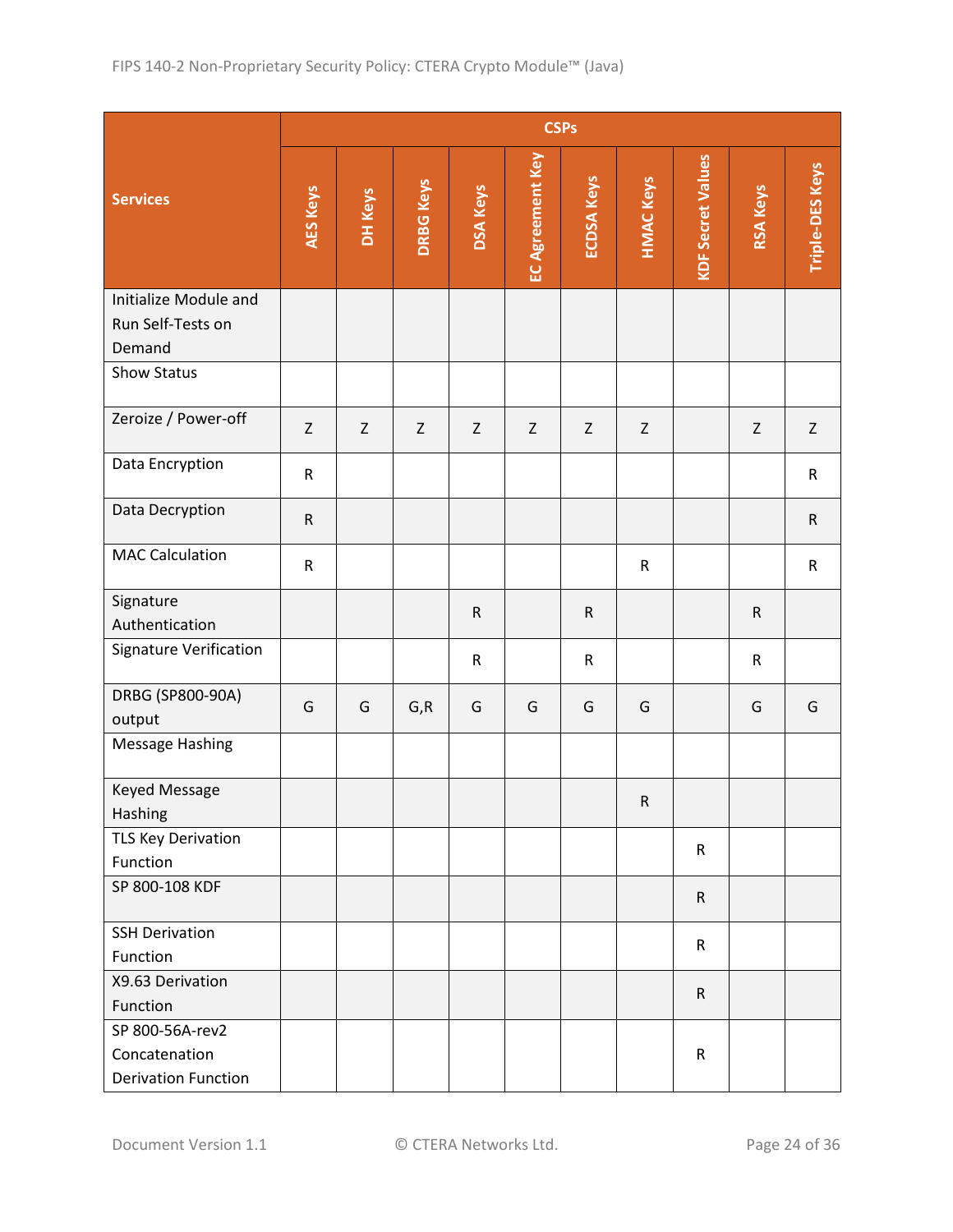| Services | CSPs | | | | | | | | | |
|---|---|---|---|---|---|---|---|---|---|---|
| | AES Keys | DH Keys | DRBG Keys | DSA Keys | EC Agreement Key | ECDSA Keys | HMAC Keys | KDF Secret Values | RSA Keys | Triple-DES Keys |
| Initialize Module and Run Self-Tests on Demand | | | | | | | | | | |
| Show Status | | | | | | | | | | |
| Zeroize / Power-off | Z | Z | Z | Z | Z | Z | Z | | Z | Z |
| Data Encryption | R | | | | | | | | | R |
| Data Decryption | R | | | | | | | | | R |
| MAC Calculation | R | | | | | | R | | | R |
| Signature Authentication | | | | R | | R | | | R | |
| Signature Verification | | | | R | | R | | | R | |
| DRBG (SP800-90A) output | G | G | G,R | G | G | G | G | | G | G |
| Message Hashing | | | | | | | | | | |
| Keyed Message Hashing | | | | | | | R | | | |
| TLS Key Derivation Function | | | | | | | | R | | |
| SP 800-108 KDF | | | | | | | | R | | |
| SSH Derivation Function | | | | | | | | R | | |
| X9.63 Derivation Function | | | | | | | | R | | |
| SP 800-56A-rev2 Concatenation Derivation Function | | | | | | | | R | | |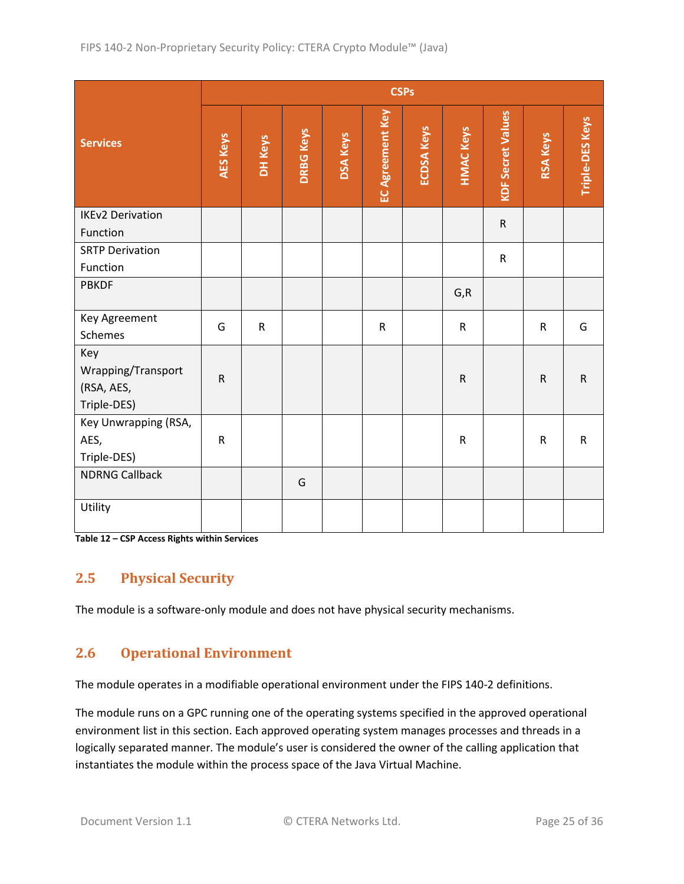| Services | CSPs | | | | | | | | | |
|---|---|---|---|---|---|---|---|---|---|---|
| | AES Keys | DH Keys | DRBG Keys | DSA Keys | EC Agreement Key | ECDSA Keys | HMAC Keys | KDF Secret Values | RSA Keys | Triple-DES Keys |
| IKEv2 Derivation Function | | | | | | | | R | | |
| SRTP Derivation Function | | | | | | | | R | | |
| PBKDF | | | | | | | G,R | | | |
| Key Agreement Schemes | G | R | | | R | | R | | R | G |
| Key Wrapping/Transport (RSA, AES, Triple-DES) | R | | | | | | R | | R | R |
| Key Unwrapping (RSA, AES, Triple-DES) | R | | | | | | R | | R | R |
| NDRNG Callback | | | G | | | | | | | |
| Utility | | | | | | | | | | |

**Table 12 – CSP Access Rights within Services**

## 2.5 Physical Security

The module is a software-only module and does not have physical security mechanisms.

## 2.6 Operational Environment

The module operates in a modifiable operational environment under the FIPS 140-2 definitions.

The module runs on a GPC running one of the operating systems specified in the approved operational environment list in this section. Each approved operating system manages processes and threads in a logically separated manner. The module's user is considered the owner of the calling application that instantiates the module within the process space of the Java Virtual Machine.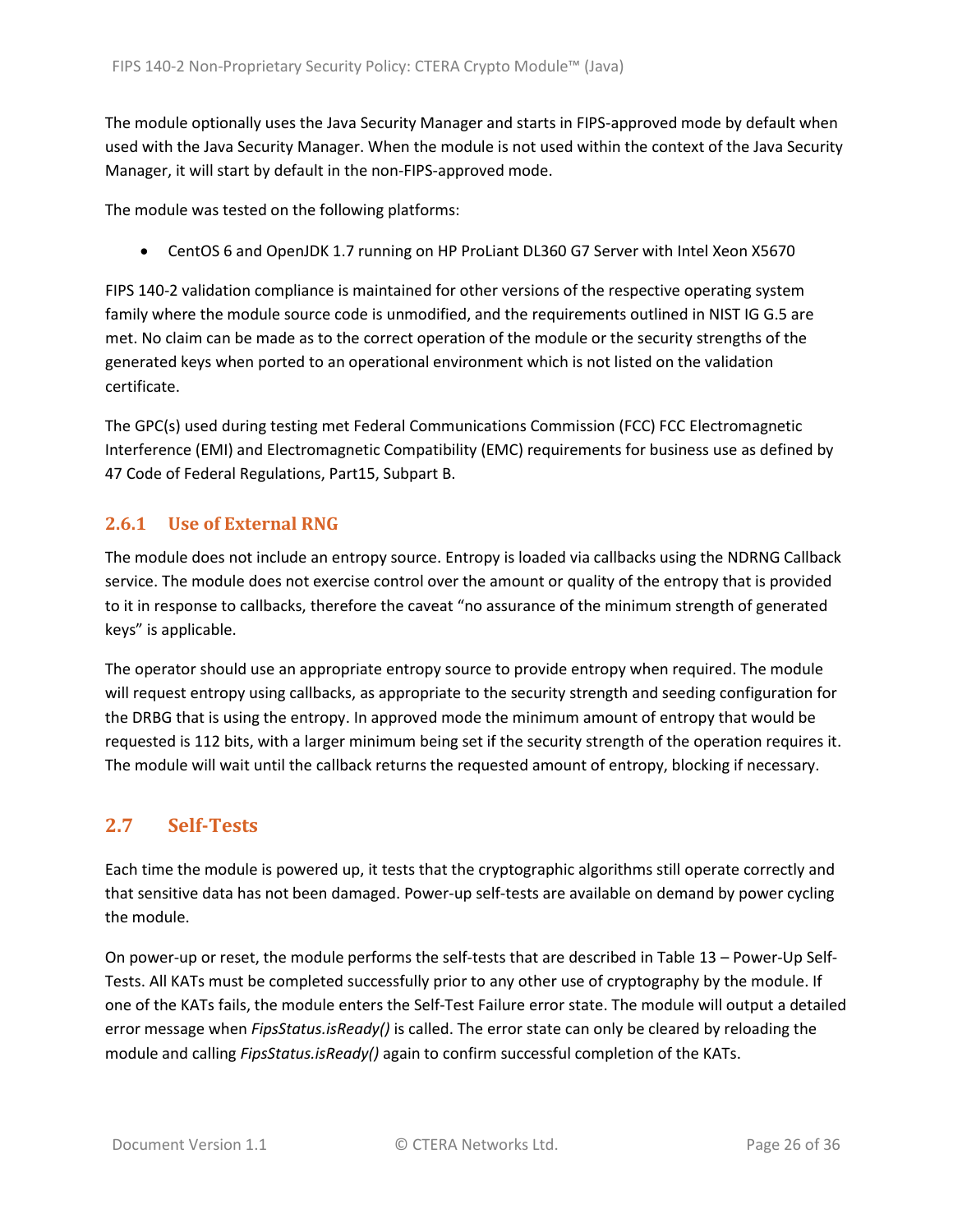The module optionally uses the Java Security Manager and starts in FIPS-approved mode by default when used with the Java Security Manager. When the module is not used within the context of the Java Security Manager, it will start by default in the non-FIPS-approved mode.

The module was tested on the following platforms:

- CentOS 6 and OpenJDK 1.7 running on HP ProLiant DL360 G7 Server with Intel Xeon X5670

FIPS 140-2 validation compliance is maintained for other versions of the respective operating system family where the module source code is unmodified, and the requirements outlined in NIST IG G.5 are met. No claim can be made as to the correct operation of the module or the security strengths of the generated keys when ported to an operational environment which is not listed on the validation certificate.

The GPC(s) used during testing met Federal Communications Commission (FCC) FCC Electromagnetic Interference (EMI) and Electromagnetic Compatibility (EMC) requirements for business use as defined by 47 Code of Federal Regulations, Part15, Subpart B.

### 2.6.1 Use of External RNG

The module does not include an entropy source. Entropy is loaded via callbacks using the NDRNG Callback service. The module does not exercise control over the amount or quality of the entropy that is provided to it in response to callbacks, therefore the caveat "no assurance of the minimum strength of generated keys" is applicable.

The operator should use an appropriate entropy source to provide entropy when required. The module will request entropy using callbacks, as appropriate to the security strength and seeding configuration for the DRBG that is using the entropy. In approved mode the minimum amount of entropy that would be requested is 112 bits, with a larger minimum being set if the security strength of the operation requires it. The module will wait until the callback returns the requested amount of entropy, blocking if necessary.

## 2.7 Self-Tests

Each time the module is powered up, it tests that the cryptographic algorithms still operate correctly and that sensitive data has not been damaged. Power-up self-tests are available on demand by power cycling the module.

On power-up or reset, the module performs the self-tests that are described in Table 13 – Power-Up Self-Tests. All KATs must be completed successfully prior to any other use of cryptography by the module. If one of the KATs fails, the module enters the Self-Test Failure error state. The module will output a detailed error message when *FipsStatus.isReady()* is called. The error state can only be cleared by reloading the module and calling *FipsStatus.isReady()* again to confirm successful completion of the KATs.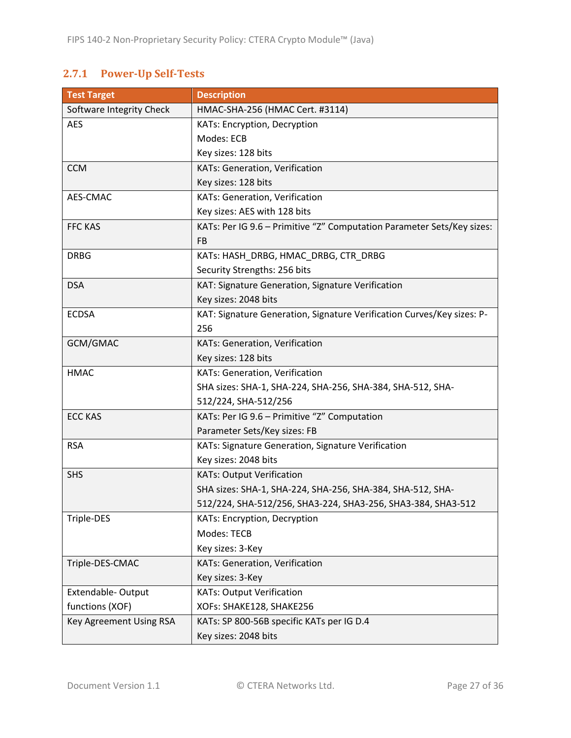### 2.7.1 Power-Up Self-Tests

| Test Target | Description |
|---|---|
| Software Integrity Check | HMAC-SHA-256 (HMAC Cert. #3114) |
| AES | KATs: Encryption, Decryption<br>Modes: ECB<br>Key sizes: 128 bits |
| CCM | KATs: Generation, Verification<br>Key sizes: 128 bits |
| AES-CMAC | KATs: Generation, Verification<br>Key sizes: AES with 128 bits |
| FFC KAS | KATs: Per IG 9.6 – Primitive "Z" Computation Parameter Sets/Key sizes: FB |
| DRBG | KATs: HASH_DRBG, HMAC_DRBG, CTR_DRBG<br>Security Strengths: 256 bits |
| DSA | KAT: Signature Generation, Signature Verification<br>Key sizes: 2048 bits |
| ECDSA | KAT: Signature Generation, Signature Verification Curves/Key sizes: P-256 |
| GCM/GMAC | KATs: Generation, Verification<br>Key sizes: 128 bits |
| HMAC | KATs: Generation, Verification<br>SHA sizes: SHA-1, SHA-224, SHA-256, SHA-384, SHA-512, SHA-512/224, SHA-512/256 |
| ECC KAS | KATs: Per IG 9.6 – Primitive "Z" Computation<br>Parameter Sets/Key sizes: FB |
| RSA | KATs: Signature Generation, Signature Verification<br>Key sizes: 2048 bits |
| SHS | KATs: Output Verification<br>SHA sizes: SHA-1, SHA-224, SHA-256, SHA-384, SHA-512, SHA-512/224, SHA-512/256, SHA3-224, SHA3-256, SHA3-384, SHA3-512 |
| Triple-DES | KATs: Encryption, Decryption<br>Modes: TECB<br>Key sizes: 3-Key |
| Triple-DES-CMAC | KATs: Generation, Verification<br>Key sizes: 3-Key |
| Extendable- Output functions (XOF) | KATs: Output Verification<br>XOFs: SHAKE128, SHAKE256 |
| Key Agreement Using RSA | KATs: SP 800-56B specific KATs per IG D.4<br>Key sizes: 2048 bits |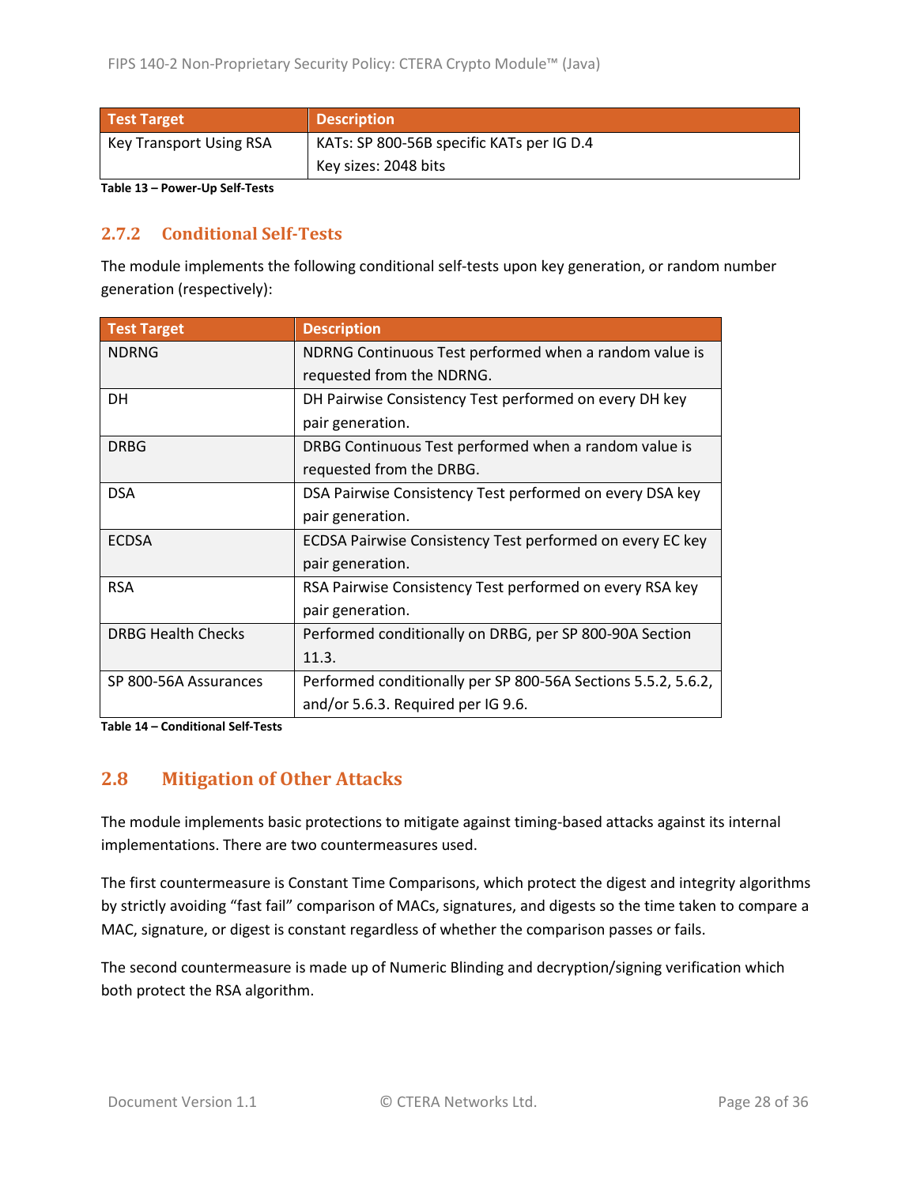| Test Target | Description |
|---|---|
| Key Transport Using RSA | KATs: SP 800-56B specific KATs per IG D.4<br>Key sizes: 2048 bits |

**Table 13 – Power-Up Self-Tests**

### 2.7.2 Conditional Self-Tests

The module implements the following conditional self-tests upon key generation, or random number generation (respectively):

| Test Target | Description |
|---|---|
| NDRNG | NDRNG Continuous Test performed when a random value is requested from the NDRNG. |
| DH | DH Pairwise Consistency Test performed on every DH key pair generation. |
| DRBG | DRBG Continuous Test performed when a random value is requested from the DRBG. |
| DSA | DSA Pairwise Consistency Test performed on every DSA key pair generation. |
| ECDSA | ECDSA Pairwise Consistency Test performed on every EC key pair generation. |
| RSA | RSA Pairwise Consistency Test performed on every RSA key pair generation. |
| DRBG Health Checks | Performed conditionally on DRBG, per SP 800-90A Section 11.3. |
| SP 800-56A Assurances | Performed conditionally per SP 800-56A Sections 5.5.2, 5.6.2, and/or 5.6.3. Required per IG 9.6. |

**Table 14 – Conditional Self-Tests**

## 2.8 Mitigation of Other Attacks

The module implements basic protections to mitigate against timing-based attacks against its internal implementations. There are two countermeasures used.

The first countermeasure is Constant Time Comparisons, which protect the digest and integrity algorithms by strictly avoiding "fast fail" comparison of MACs, signatures, and digests so the time taken to compare a MAC, signature, or digest is constant regardless of whether the comparison passes or fails.

The second countermeasure is made up of Numeric Blinding and decryption/signing verification which both protect the RSA algorithm.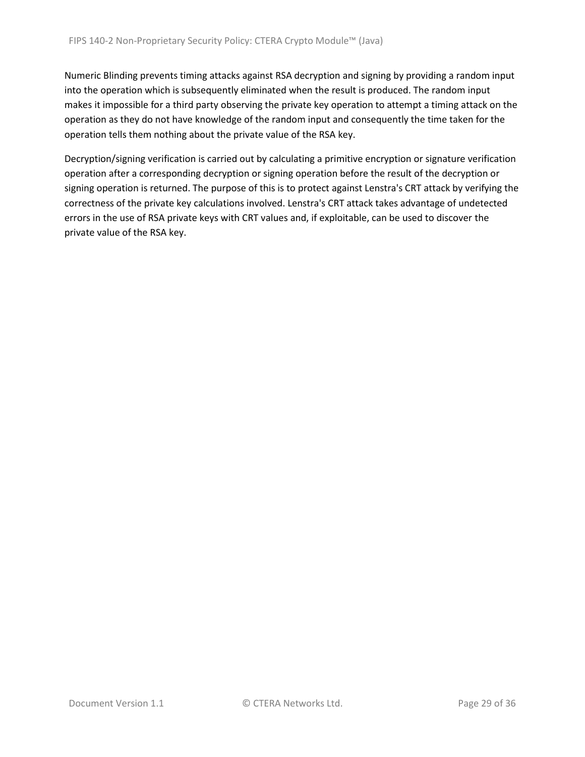Numeric Blinding prevents timing attacks against RSA decryption and signing by providing a random input into the operation which is subsequently eliminated when the result is produced. The random input makes it impossible for a third party observing the private key operation to attempt a timing attack on the operation as they do not have knowledge of the random input and consequently the time taken for the operation tells them nothing about the private value of the RSA key.

Decryption/signing verification is carried out by calculating a primitive encryption or signature verification operation after a corresponding decryption or signing operation before the result of the decryption or signing operation is returned. The purpose of this is to protect against Lenstra's CRT attack by verifying the correctness of the private key calculations involved. Lenstra's CRT attack takes advantage of undetected errors in the use of RSA private keys with CRT values and, if exploitable, can be used to discover the private value of the RSA key.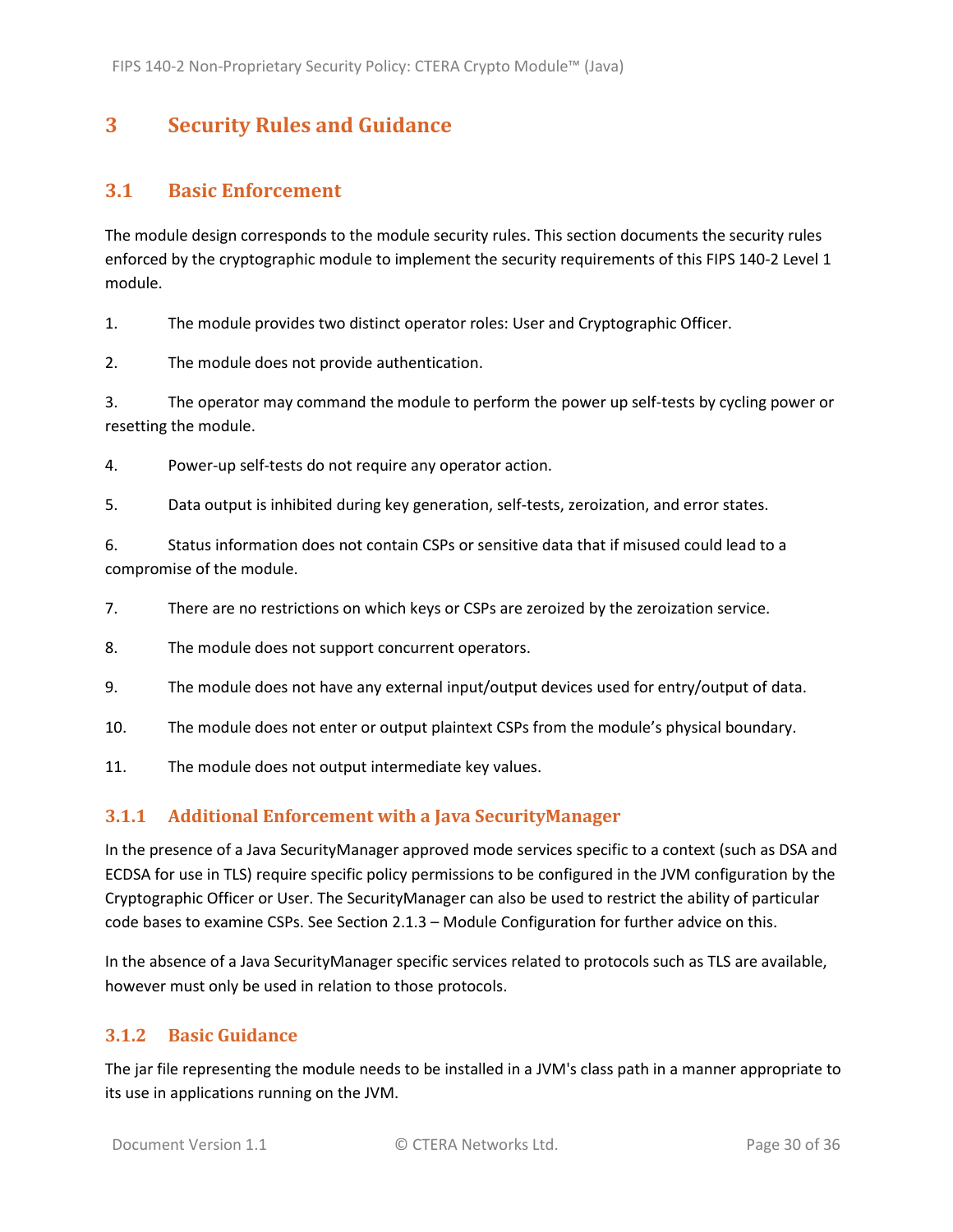# 3 Security Rules and Guidance

## 3.1 Basic Enforcement

The module design corresponds to the module security rules. This section documents the security rules enforced by the cryptographic module to implement the security requirements of this FIPS 140-2 Level 1 module.

1. The module provides two distinct operator roles: User and Cryptographic Officer.
2. The module does not provide authentication.
3. The operator may command the module to perform the power up self-tests by cycling power or resetting the module.
4. Power-up self-tests do not require any operator action.
5. Data output is inhibited during key generation, self-tests, zeroization, and error states.
6. Status information does not contain CSPs or sensitive data that if misused could lead to a compromise of the module.
7. There are no restrictions on which keys or CSPs are zeroized by the zeroization service.
8. The module does not support concurrent operators.
9. The module does not have any external input/output devices used for entry/output of data.
10. The module does not enter or output plaintext CSPs from the module's physical boundary.
11. The module does not output intermediate key values.

### 3.1.1 Additional Enforcement with a Java SecurityManager

In the presence of a Java SecurityManager approved mode services specific to a context (such as DSA and ECDSA for use in TLS) require specific policy permissions to be configured in the JVM configuration by the Cryptographic Officer or User. The SecurityManager can also be used to restrict the ability of particular code bases to examine CSPs. See Section 2.1.3 – Module Configuration for further advice on this.

In the absence of a Java SecurityManager specific services related to protocols such as TLS are available, however must only be used in relation to those protocols.

### 3.1.2 Basic Guidance

The jar file representing the module needs to be installed in a JVM's class path in a manner appropriate to its use in applications running on the JVM.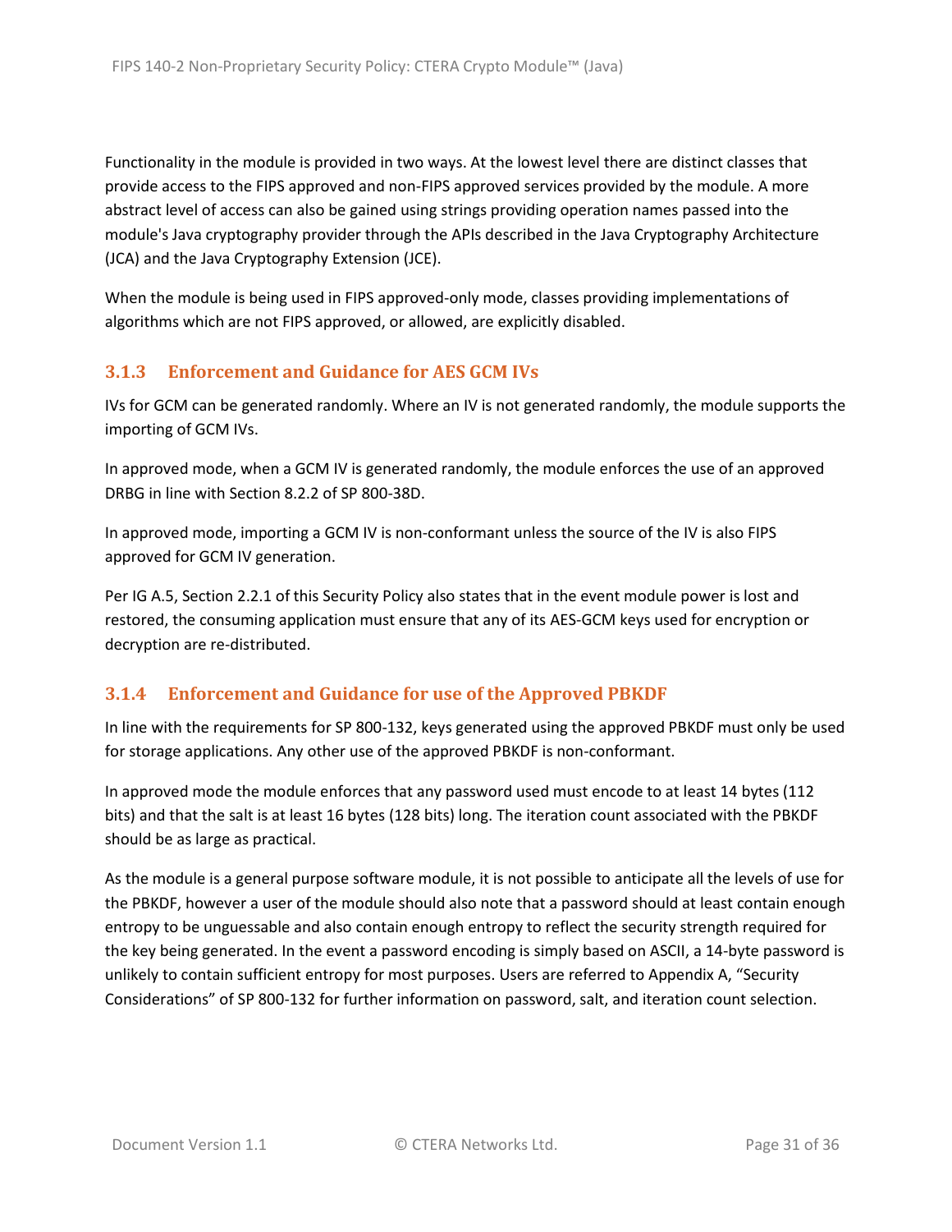Functionality in the module is provided in two ways. At the lowest level there are distinct classes that provide access to the FIPS approved and non-FIPS approved services provided by the module. A more abstract level of access can also be gained using strings providing operation names passed into the module's Java cryptography provider through the APIs described in the Java Cryptography Architecture (JCA) and the Java Cryptography Extension (JCE).

When the module is being used in FIPS approved-only mode, classes providing implementations of algorithms which are not FIPS approved, or allowed, are explicitly disabled.

### 3.1.3 Enforcement and Guidance for AES GCM IVs

IVs for GCM can be generated randomly. Where an IV is not generated randomly, the module supports the importing of GCM IVs.

In approved mode, when a GCM IV is generated randomly, the module enforces the use of an approved DRBG in line with Section 8.2.2 of SP 800-38D.

In approved mode, importing a GCM IV is non-conformant unless the source of the IV is also FIPS approved for GCM IV generation.

Per IG A.5, Section 2.2.1 of this Security Policy also states that in the event module power is lost and restored, the consuming application must ensure that any of its AES-GCM keys used for encryption or decryption are re-distributed.

### 3.1.4 Enforcement and Guidance for use of the Approved PBKDF

In line with the requirements for SP 800-132, keys generated using the approved PBKDF must only be used for storage applications. Any other use of the approved PBKDF is non-conformant.

In approved mode the module enforces that any password used must encode to at least 14 bytes (112 bits) and that the salt is at least 16 bytes (128 bits) long. The iteration count associated with the PBKDF should be as large as practical.

As the module is a general purpose software module, it is not possible to anticipate all the levels of use for the PBKDF, however a user of the module should also note that a password should at least contain enough entropy to be unguessable and also contain enough entropy to reflect the security strength required for the key being generated. In the event a password encoding is simply based on ASCII, a 14-byte password is unlikely to contain sufficient entropy for most purposes. Users are referred to Appendix A, "Security Considerations" of SP 800-132 for further information on password, salt, and iteration count selection.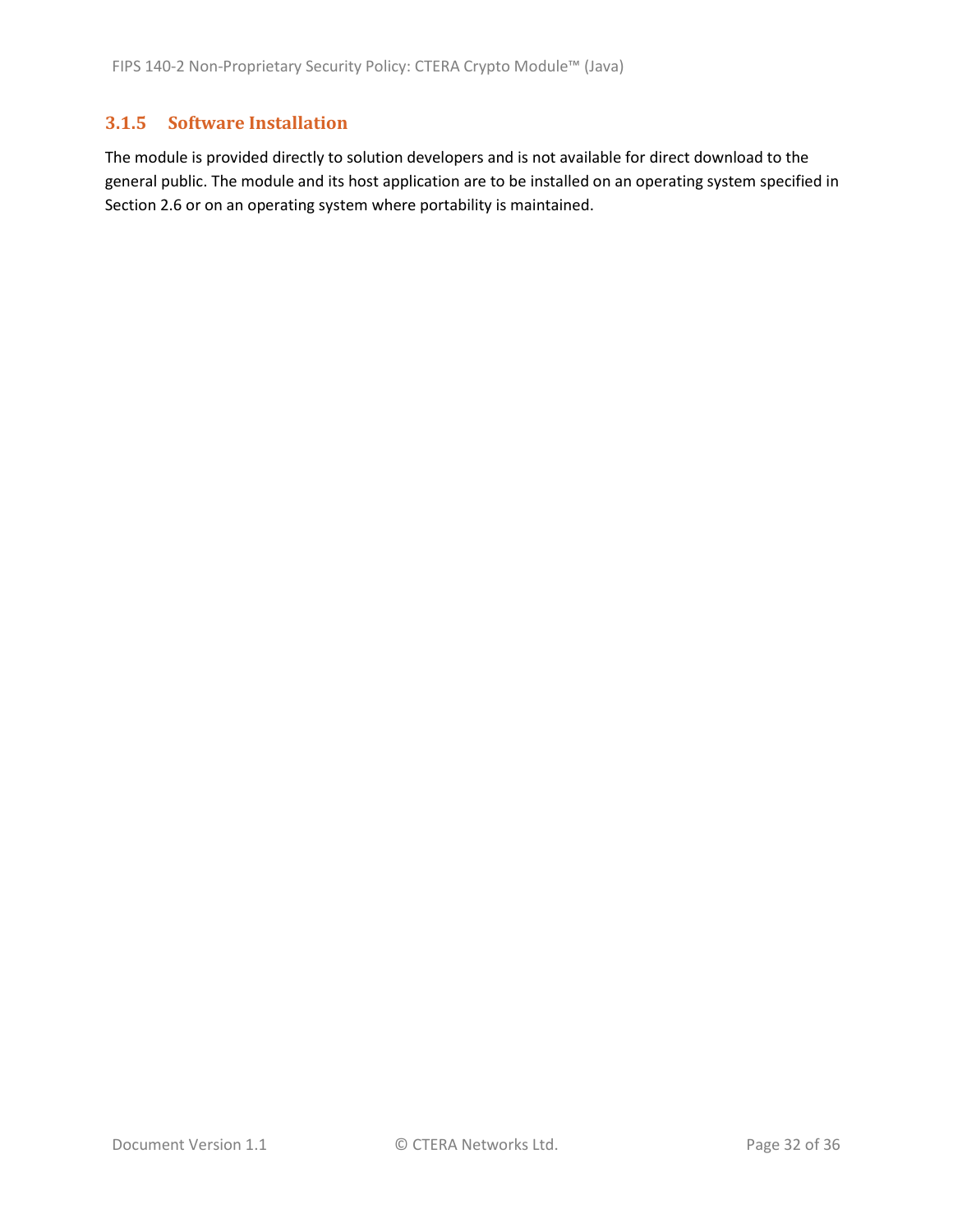### 3.1.5 Software Installation

The module is provided directly to solution developers and is not available for direct download to the general public. The module and its host application are to be installed on an operating system specified in Section 2.6 or on an operating system where portability is maintained.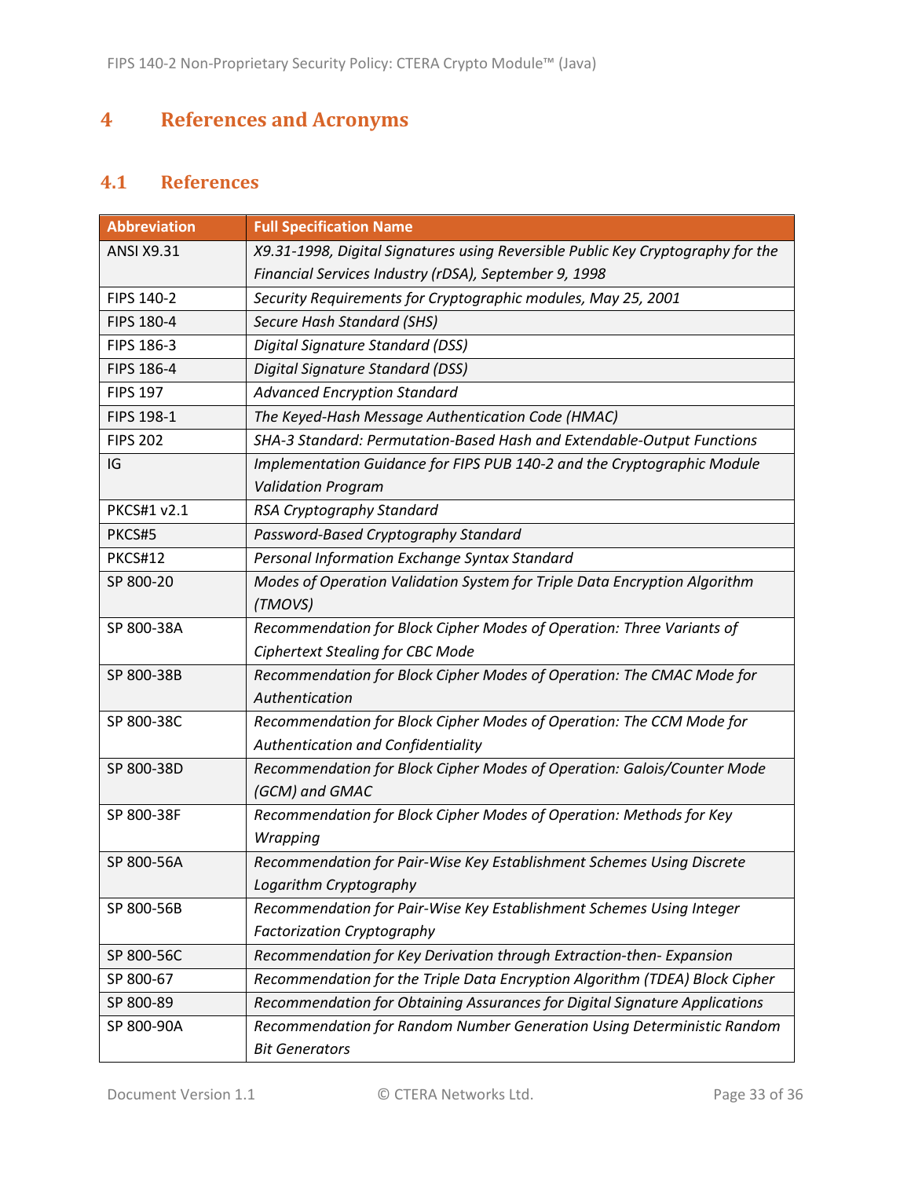# 4 References and Acronyms

## 4.1 References

| Abbreviation | Full Specification Name |
|---|---|
| ANSI X9.31 | *X9.31-1998, Digital Signatures using Reversible Public Key Cryptography for the Financial Services Industry (rDSA), September 9, 1998* |
| FIPS 140-2 | *Security Requirements for Cryptographic modules, May 25, 2001* |
| FIPS 180-4 | *Secure Hash Standard (SHS)* |
| FIPS 186-3 | *Digital Signature Standard (DSS)* |
| FIPS 186-4 | *Digital Signature Standard (DSS)* |
| FIPS 197 | *Advanced Encryption Standard* |
| FIPS 198-1 | *The Keyed-Hash Message Authentication Code (HMAC)* |
| FIPS 202 | *SHA-3 Standard: Permutation-Based Hash and Extendable-Output Functions* |
| IG | *Implementation Guidance for FIPS PUB 140-2 and the Cryptographic Module Validation Program* |
| PKCS#1 v2.1 | *RSA Cryptography Standard* |
| PKCS#5 | *Password-Based Cryptography Standard* |
| PKCS#12 | *Personal Information Exchange Syntax Standard* |
| SP 800-20 | *Modes of Operation Validation System for Triple Data Encryption Algorithm (TMOVS)* |
| SP 800-38A | *Recommendation for Block Cipher Modes of Operation: Three Variants of Ciphertext Stealing for CBC Mode* |
| SP 800-38B | *Recommendation for Block Cipher Modes of Operation: The CMAC Mode for Authentication* |
| SP 800-38C | *Recommendation for Block Cipher Modes of Operation: The CCM Mode for Authentication and Confidentiality* |
| SP 800-38D | *Recommendation for Block Cipher Modes of Operation: Galois/Counter Mode (GCM) and GMAC* |
| SP 800-38F | *Recommendation for Block Cipher Modes of Operation: Methods for Key Wrapping* |
| SP 800-56A | *Recommendation for Pair-Wise Key Establishment Schemes Using Discrete Logarithm Cryptography* |
| SP 800-56B | *Recommendation for Pair-Wise Key Establishment Schemes Using Integer Factorization Cryptography* |
| SP 800-56C | *Recommendation for Key Derivation through Extraction-then- Expansion* |
| SP 800-67 | *Recommendation for the Triple Data Encryption Algorithm (TDEA) Block Cipher* |
| SP 800-89 | *Recommendation for Obtaining Assurances for Digital Signature Applications* |
| SP 800-90A | *Recommendation for Random Number Generation Using Deterministic Random Bit Generators* |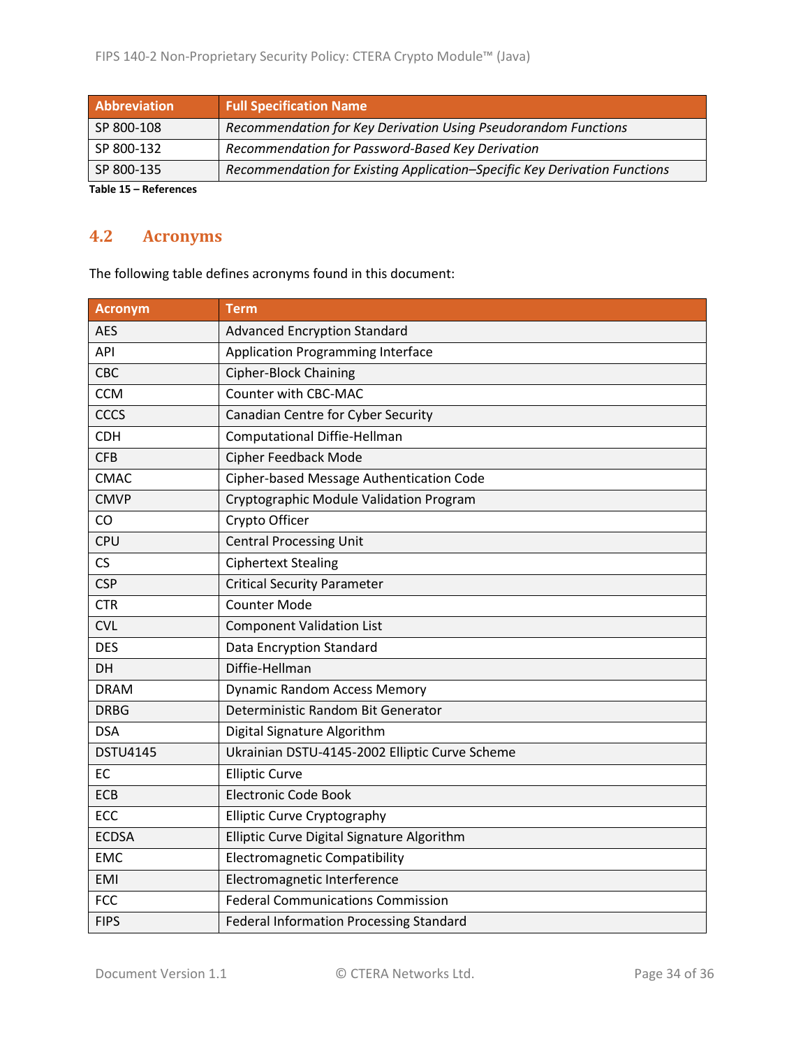| Abbreviation | Full Specification Name |
|---|---|
| SP 800-108 | *Recommendation for Key Derivation Using Pseudorandom Functions* |
| SP 800-132 | *Recommendation for Password-Based Key Derivation* |
| SP 800-135 | *Recommendation for Existing Application–Specific Key Derivation Functions* |

**Table 15 – References**

## 4.2 Acronyms

The following table defines acronyms found in this document:

| Acronym | Term |
|---|---|
| AES | Advanced Encryption Standard |
| API | Application Programming Interface |
| CBC | Cipher-Block Chaining |
| CCM | Counter with CBC-MAC |
| CCCS | Canadian Centre for Cyber Security |
| CDH | Computational Diffie-Hellman |
| CFB | Cipher Feedback Mode |
| CMAC | Cipher-based Message Authentication Code |
| CMVP | Cryptographic Module Validation Program |
| CO | Crypto Officer |
| CPU | Central Processing Unit |
| CS | Ciphertext Stealing |
| CSP | Critical Security Parameter |
| CTR | Counter Mode |
| CVL | Component Validation List |
| DES | Data Encryption Standard |
| DH | Diffie-Hellman |
| DRAM | Dynamic Random Access Memory |
| DRBG | Deterministic Random Bit Generator |
| DSA | Digital Signature Algorithm |
| DSTU4145 | Ukrainian DSTU-4145-2002 Elliptic Curve Scheme |
| EC | Elliptic Curve |
| ECB | Electronic Code Book |
| ECC | Elliptic Curve Cryptography |
| ECDSA | Elliptic Curve Digital Signature Algorithm |
| EMC | Electromagnetic Compatibility |
| EMI | Electromagnetic Interference |
| FCC | Federal Communications Commission |
| FIPS | Federal Information Processing Standard |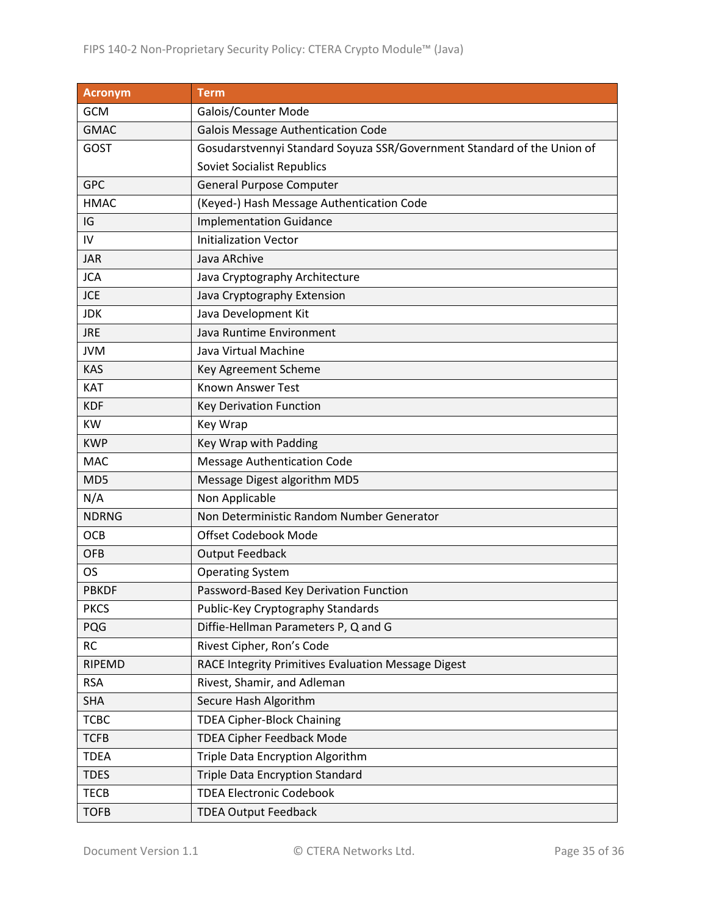| Acronym | Term |
|---|---|
| GCM | Galois/Counter Mode |
| GMAC | Galois Message Authentication Code |
| GOST | Gosudarstvennyi Standard Soyuza SSR/Government Standard of the Union of Soviet Socialist Republics |
| GPC | General Purpose Computer |
| HMAC | (Keyed-) Hash Message Authentication Code |
| IG | Implementation Guidance |
| IV | Initialization Vector |
| JAR | Java ARchive |
| JCA | Java Cryptography Architecture |
| JCE | Java Cryptography Extension |
| JDK | Java Development Kit |
| JRE | Java Runtime Environment |
| JVM | Java Virtual Machine |
| KAS | Key Agreement Scheme |
| KAT | Known Answer Test |
| KDF | Key Derivation Function |
| KW | Key Wrap |
| KWP | Key Wrap with Padding |
| MAC | Message Authentication Code |
| MD5 | Message Digest algorithm MD5 |
| N/A | Non Applicable |
| NDRNG | Non Deterministic Random Number Generator |
| OCB | Offset Codebook Mode |
| OFB | Output Feedback |
| OS | Operating System |
| PBKDF | Password-Based Key Derivation Function |
| PKCS | Public-Key Cryptography Standards |
| PQG | Diffie-Hellman Parameters P, Q and G |
| RC | Rivest Cipher, Ron's Code |
| RIPEMD | RACE Integrity Primitives Evaluation Message Digest |
| RSA | Rivest, Shamir, and Adleman |
| SHA | Secure Hash Algorithm |
| TCBC | TDEA Cipher-Block Chaining |
| TCFB | TDEA Cipher Feedback Mode |
| TDEA | Triple Data Encryption Algorithm |
| TDES | Triple Data Encryption Standard |
| TECB | TDEA Electronic Codebook |
| TOFB | TDEA Output Feedback |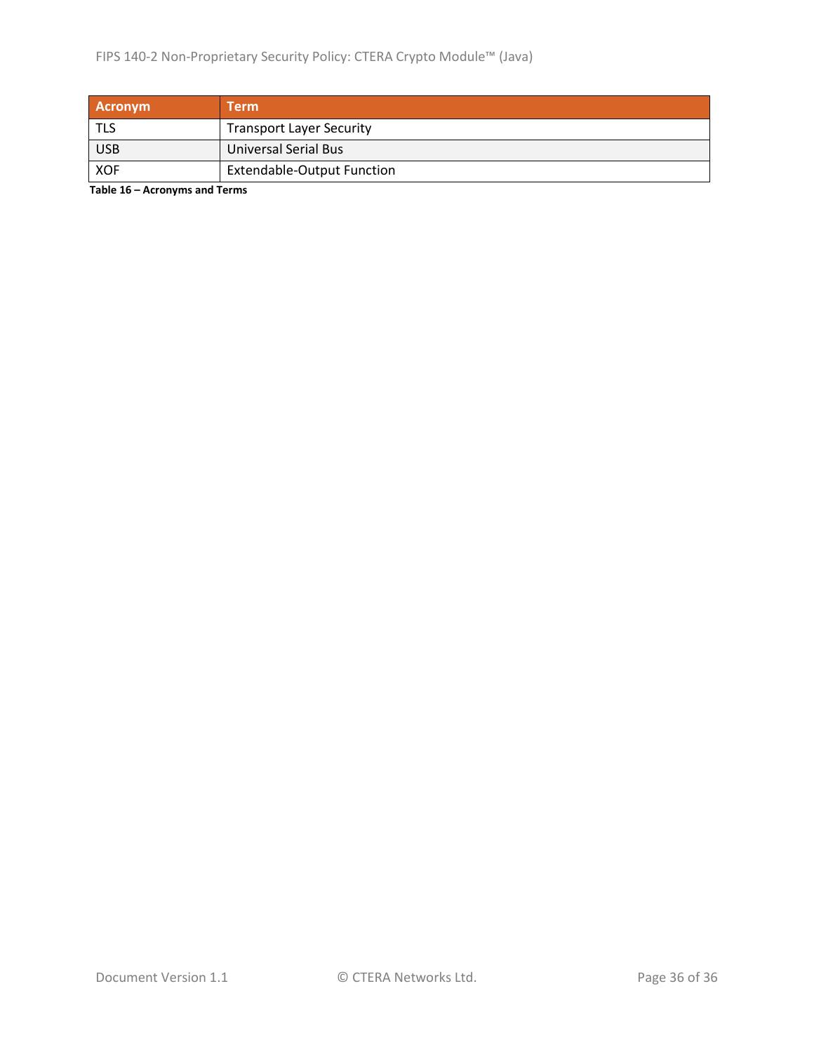| Acronym | Term |
|---|---|
| TLS | Transport Layer Security |
| USB | Universal Serial Bus |
| XOF | Extendable-Output Function |

**Table 16 – Acronyms and Terms**